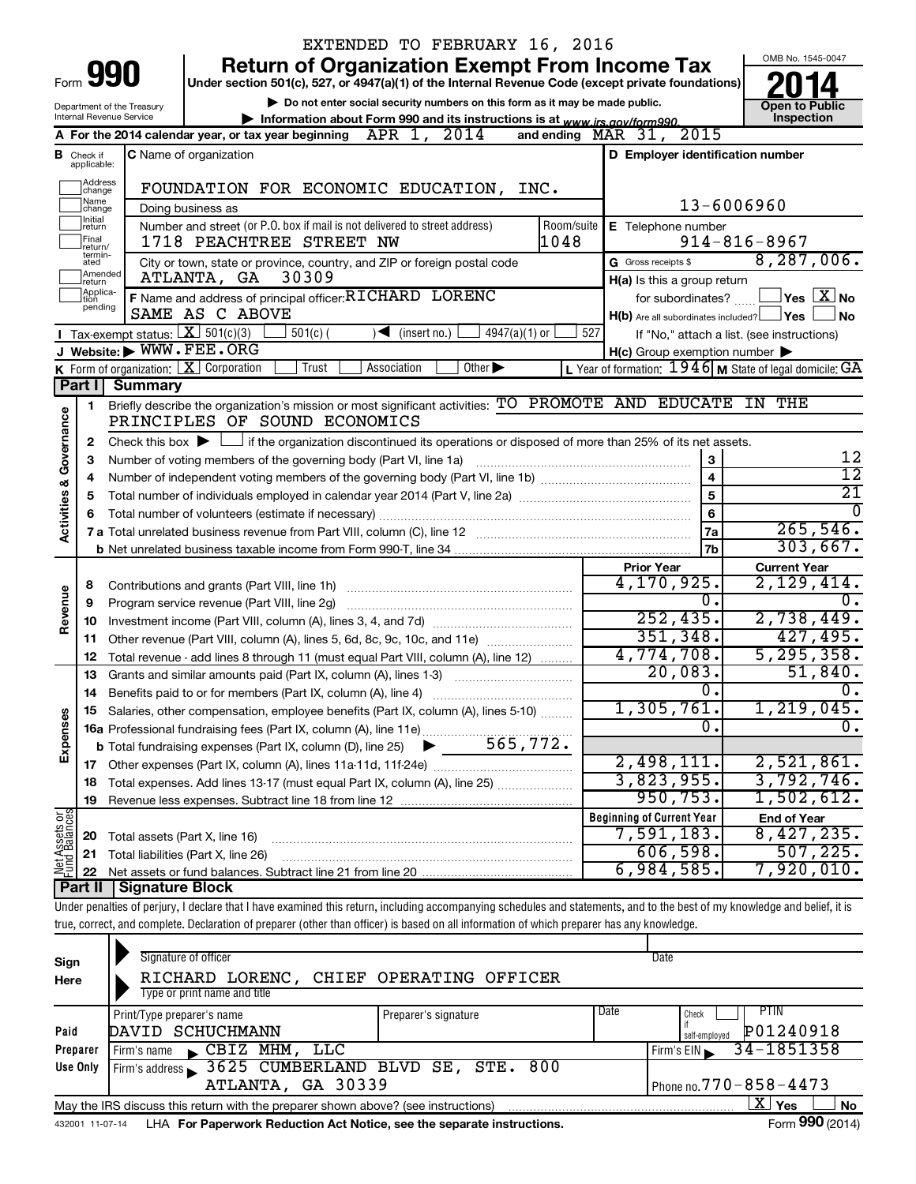EXTENDED TO FEBRUARY 16, 2016

Form **990**

# Return of Organization Exempt From Income Tax

Under section 501(c), 527, or 4947(a)(1) of the Internal Revenue Code (except private foundations)

▶ Do not enter social security numbers on this form as it may be made public.

▶ Information about Form 990 and its instructions is at www.irs.gov/form990.

Department of the Treasury
Internal Revenue Service

OMB No. 1545-0047

**2014**

**Open to Public Inspection**

**A** For the 2014 calendar year, or tax year beginning APR 1, 2014 and ending MAR 31, 2015

**B** Check if applicable: Address change, Name change, Initial return, Final return/terminated, Amended return, Application pending

**C** Name of organization: FOUNDATION FOR ECONOMIC EDUCATION, INC.

Doing business as

Number and street (or P.O. box if mail is not delivered to street address): 1718 PEACHTREE STREET NW — Room/suite: 1048

City or town, state or province, country, and ZIP or foreign postal code: ATLANTA, GA 30309

**F** Name and address of principal officer: RICHARD LORENC, SAME AS C ABOVE

**D** Employer identification number: 13-6006960

**E** Telephone number: 914-816-8967

**G** Gross receipts $ 8,287,006.

**H(a)** Is this a group return for subordinates? ☐ Yes ☒ No

**H(b)** Are all subordinates included? ☐ Yes ☐ No — If "No," attach a list. (see instructions)

**H(c)** Group exemption number ▶

**I** Tax-exempt status: ☒ 501(c)(3) ☐ 501(c) ( ) ◀ (insert no.) ☐ 4947(a)(1) or ☐ 527

**J** Website: ▶ WWW.FEE.ORG

**K** Form of organization: ☒ Corporation ☐ Trust ☐ Association ☐ Other ▶

**L** Year of formation: 1946 **M** State of legal domicile: GA

## Part I Summary

**Activities & Governance**

1. Briefly describe the organization's mission or most significant activities: TO PROMOTE AND EDUCATE IN THE PRINCIPLES OF SOUND ECONOMICS
2. Check this box ▶ ☐ if the organization discontinued its operations or disposed of more than 25% of its net assets.

| | | Line | |
|---|---|---|---|
| 3 | Number of voting members of the governing body (Part VI, line 1a) | 3 | 12 |
| 4 | Number of independent voting members of the governing body (Part VI, line 1b) | 4 | 12 |
| 5 | Total number of individuals employed in calendar year 2014 (Part V, line 2a) | 5 | 21 |
| 6 | Total number of volunteers (estimate if necessary) | 6 | 0 |
| 7a | Total unrelated business revenue from Part VIII, column (C), line 12 | 7a | 265,546. |
| 7b | Net unrelated business taxable income from Form 990-T, line 34 | 7b | 303,667. |

| | | Prior Year | Current Year |
|---|---|---|---|
| **Revenue** | | | |
| 8 | Contributions and grants (Part VIII, line 1h) | 4,170,925. | 2,129,414. |
| 9 | Program service revenue (Part VIII, line 2g) | 0. | 0. |
| 10 | Investment income (Part VIII, column (A), lines 3, 4, and 7d) | 252,435. | 2,738,449. |
| 11 | Other revenue (Part VIII, column (A), lines 5, 6d, 8c, 9c, 10c, and 11e) | 351,348. | 427,495. |
| 12 | Total revenue - add lines 8 through 11 (must equal Part VIII, column (A), line 12) | 4,774,708. | 5,295,358. |
| **Expenses** | | | |
| 13 | Grants and similar amounts paid (Part IX, column (A), lines 1-3) | 20,083. | 51,840. |
| 14 | Benefits paid to or for members (Part IX, column (A), line 4) | 0. | 0. |
| 15 | Salaries, other compensation, employee benefits (Part IX, column (A), lines 5-10) | 1,305,761. | 1,219,045. |
| 16a | Professional fundraising fees (Part IX, column (A), line 11e) | 0. | 0. |
| b | Total fundraising expenses (Part IX, column (D), line 25) ▶ 565,772. | | |
| 17 | Other expenses (Part IX, column (A), lines 11a-11d, 11f-24e) | 2,498,111. | 2,521,861. |
| 18 | Total expenses. Add lines 13-17 (must equal Part IX, column (A), line 25) | 3,823,955. | 3,792,746. |
| 19 | Revenue less expenses. Subtract line 18 from line 12 | 950,753. | 1,502,612. |

| **Net Assets or Fund Balances** | | Beginning of Current Year | End of Year |
|---|---|---|---|
| 20 | Total assets (Part X, line 16) | 7,591,183. | 8,427,235. |
| 21 | Total liabilities (Part X, line 26) | 606,598. | 507,225. |
| 22 | Net assets or fund balances. Subtract line 21 from line 20 | 6,984,585. | 7,920,010. |

## Part II Signature Block

Under penalties of perjury, I declare that I have examined this return, including accompanying schedules and statements, and to the best of my knowledge and belief, it is true, correct, and complete. Declaration of preparer (other than officer) is based on all information of which preparer has any knowledge.

**Sign Here**

Signature of officer — Date

RICHARD LORENC, CHIEF OPERATING OFFICER
Type or print name and title

**Paid Preparer Use Only**

| Print/Type preparer's name | Preparer's signature | Date | Check if self-employed | PTIN |
|---|---|---|---|---|
| DAVID SCHUCHMANN | | | ☐ | P01240918 |

Firm's name ▶ CBIZ MHM, LLC — Firm's EIN ▶ 34-1851358

Firm's address ▶ 3625 CUMBERLAND BLVD SE, STE. 800, ATLANTA, GA 30339 — Phone no. 770-858-4473

May the IRS discuss this return with the preparer shown above? (see instructions) ☒ Yes ☐ No

432001 11-07-14 LHA For Paperwork Reduction Act Notice, see the separate instructions. Form **990** (2014)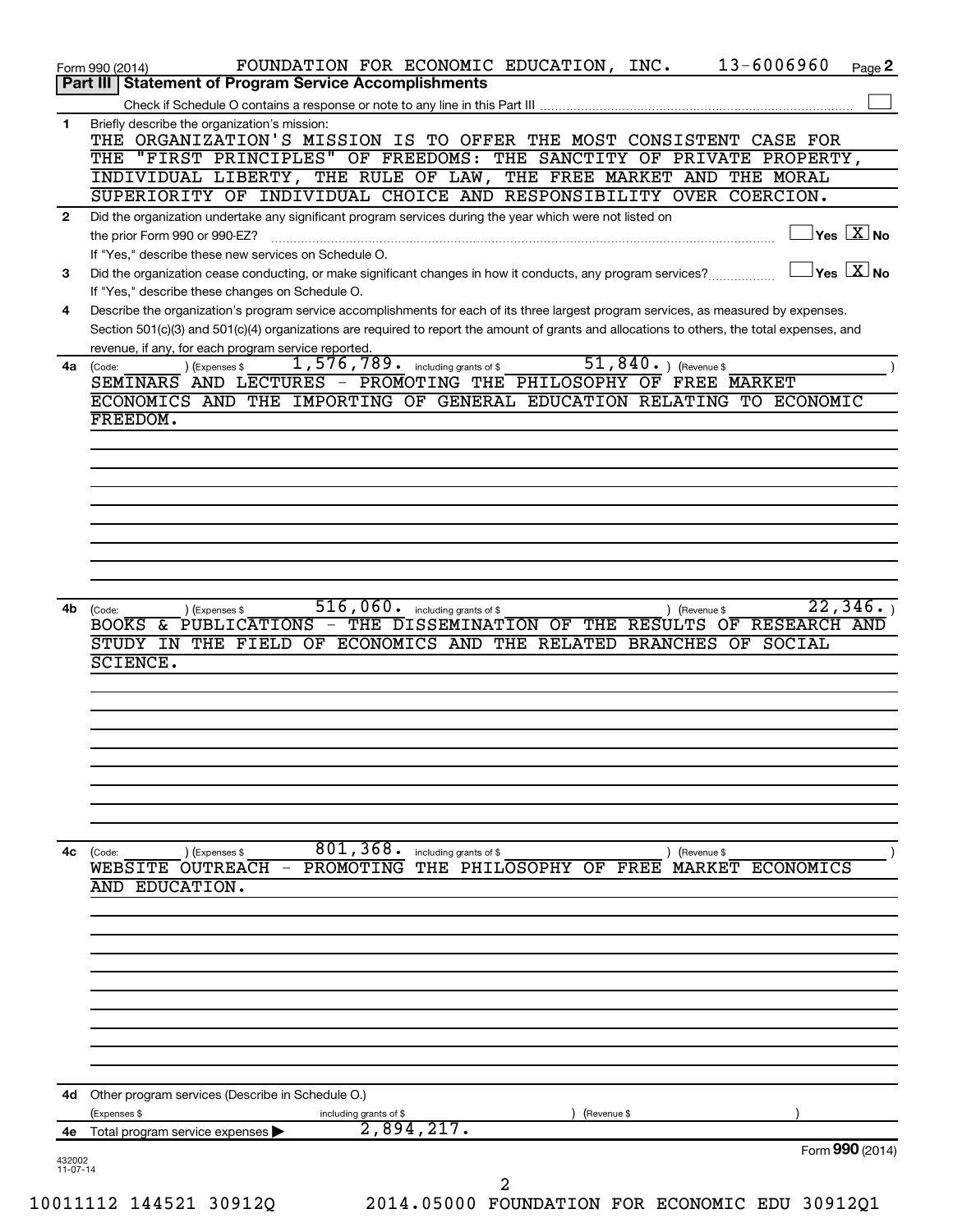Form 990 (2014) FOUNDATION FOR ECONOMIC EDUCATION, INC. 13-6006960 Page 2

## Part III | Statement of Program Service Accomplishments

Check if Schedule O contains a response or note to any line in this Part III ☐

**1** Briefly describe the organization's mission:

THE ORGANIZATION'S MISSION IS TO OFFER THE MOST CONSISTENT CASE FOR THE "FIRST PRINCIPLES" OF FREEDOMS: THE SANCTITY OF PRIVATE PROPERTY, INDIVIDUAL LIBERTY, THE RULE OF LAW, THE FREE MARKET AND THE MORAL SUPERIORITY OF INDIVIDUAL CHOICE AND RESPONSIBILITY OVER COERCION.

**2** Did the organization undertake any significant program services during the year which were not listed on the prior Form 990 or 990-EZ? ☐ Yes ☒ No

If "Yes," describe these new services on Schedule O.

**3** Did the organization cease conducting, or make significant changes in how it conducts, any program services? ☐ Yes ☒ No

If "Yes," describe these changes on Schedule O.

**4** Describe the organization's program service accomplishments for each of its three largest program services, as measured by expenses. Section 501(c)(3) and 501(c)(4) organizations are required to report the amount of grants and allocations to others, the total expenses, and revenue, if any, for each program service reported.

**4a** (Code: ) (Expenses $ 1,576,789. including grants of $ 51,840. ) (Revenue $ )

SEMINARS AND LECTURES - PROMOTING THE PHILOSOPHY OF FREE MARKET ECONOMICS AND THE IMPORTING OF GENERAL EDUCATION RELATING TO ECONOMIC FREEDOM.

**4b** (Code: ) (Expenses $ 516,060. including grants of $ ) (Revenue $ 22,346. )

BOOKS & PUBLICATIONS - THE DISSEMINATION OF THE RESULTS OF RESEARCH AND STUDY IN THE FIELD OF ECONOMICS AND THE RELATED BRANCHES OF SOCIAL SCIENCE.

**4c** (Code: ) (Expenses $ 801,368. including grants of $ ) (Revenue $ )

WEBSITE OUTREACH - PROMOTING THE PHILOSOPHY OF FREE MARKET ECONOMICS AND EDUCATION.

**4d** Other program services (Describe in Schedule O.)

(Expenses $ including grants of $ ) (Revenue $ )

**4e** Total program service expenses ▶ 2,894,217.

Form **990** (2014)

432002 11-07-14

10011112 144521 30912Q 2014.05000 FOUNDATION FOR ECONOMIC EDU 30912Q1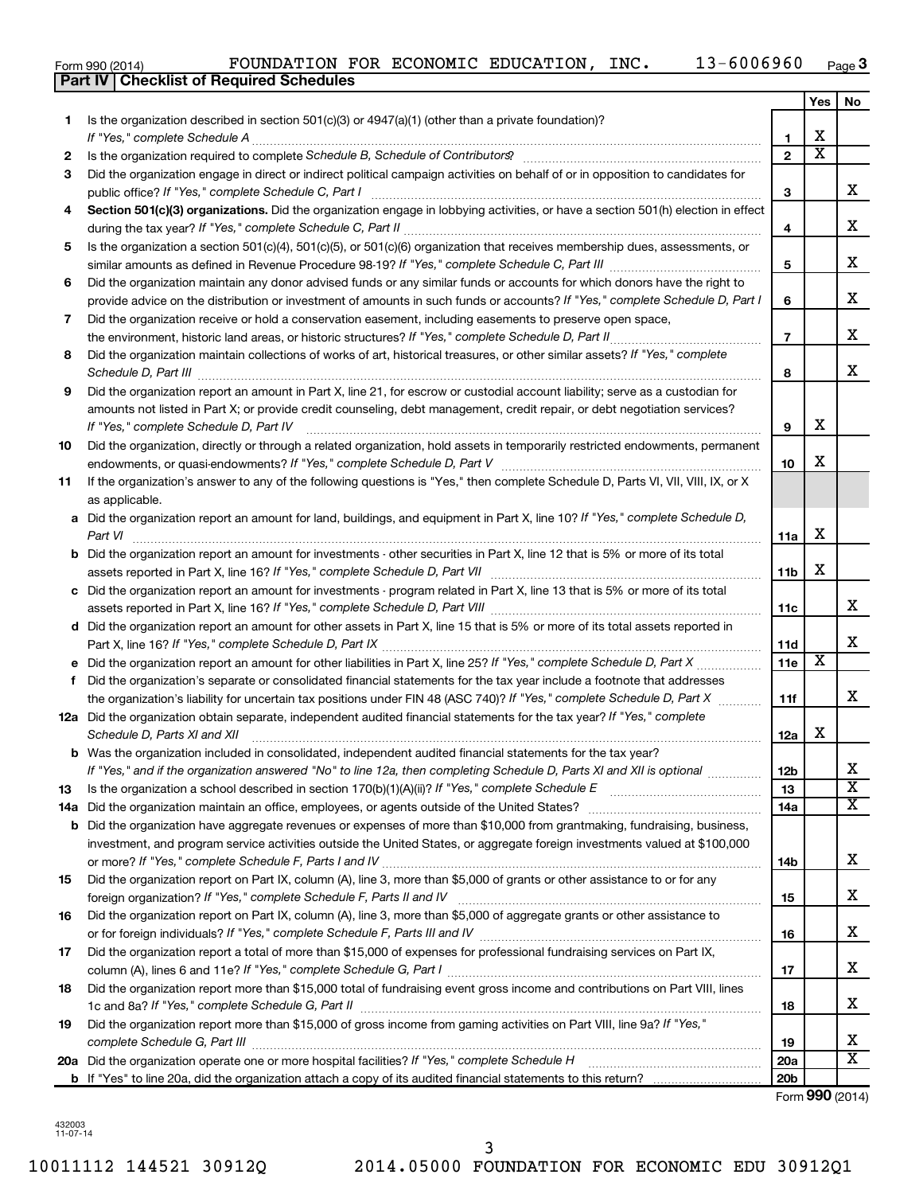Form 990 (2014) FOUNDATION FOR ECONOMIC EDUCATION, INC. 13-6006960 Page 3

**Part IV | Checklist of Required Schedules**

| | | | Yes | No |
|---|---|---|---|---|
| 1 | Is the organization described in section 501(c)(3) or 4947(a)(1) (other than a private foundation)? *If "Yes," complete Schedule A* | 1 | X | |
| 2 | Is the organization required to complete *Schedule B, Schedule of Contributors*? | 2 | X | |
| 3 | Did the organization engage in direct or indirect political campaign activities on behalf of or in opposition to candidates for public office? *If "Yes," complete Schedule C, Part I* | 3 | | X |
| 4 | **Section 501(c)(3) organizations.** Did the organization engage in lobbying activities, or have a section 501(h) election in effect during the tax year? *If "Yes," complete Schedule C, Part II* | 4 | | X |
| 5 | Is the organization a section 501(c)(4), 501(c)(5), or 501(c)(6) organization that receives membership dues, assessments, or similar amounts as defined in Revenue Procedure 98-19? *If "Yes," complete Schedule C, Part III* | 5 | | X |
| 6 | Did the organization maintain any donor advised funds or any similar funds or accounts for which donors have the right to provide advice on the distribution or investment of amounts in such funds or accounts? *If "Yes," complete Schedule D, Part I* | 6 | | X |
| 7 | Did the organization receive or hold a conservation easement, including easements to preserve open space, the environment, historic land areas, or historic structures? *If "Yes," complete Schedule D, Part II* | 7 | | X |
| 8 | Did the organization maintain collections of works of art, historical treasures, or other similar assets? *If "Yes," complete Schedule D, Part III* | 8 | | X |
| 9 | Did the organization report an amount in Part X, line 21, for escrow or custodial account liability; serve as a custodian for amounts not listed in Part X; or provide credit counseling, debt management, credit repair, or debt negotiation services? *If "Yes," complete Schedule D, Part IV* | 9 | X | |
| 10 | Did the organization, directly or through a related organization, hold assets in temporarily restricted endowments, permanent endowments, or quasi-endowments? *If "Yes," complete Schedule D, Part V* | 10 | X | |
| 11 | If the organization's answer to any of the following questions is "Yes," then complete Schedule D, Parts VI, VII, VIII, IX, or X as applicable. | | | |
| a | Did the organization report an amount for land, buildings, and equipment in Part X, line 10? *If "Yes," complete Schedule D, Part VI* | 11a | X | |
| b | Did the organization report an amount for investments - other securities in Part X, line 12 that is 5% or more of its total assets reported in Part X, line 16? *If "Yes," complete Schedule D, Part VII* | 11b | X | |
| c | Did the organization report an amount for investments - program related in Part X, line 13 that is 5% or more of its total assets reported in Part X, line 16? *If "Yes," complete Schedule D, Part VIII* | 11c | | X |
| d | Did the organization report an amount for other assets in Part X, line 15 that is 5% or more of its total assets reported in Part X, line 16? *If "Yes," complete Schedule D, Part IX* | 11d | | X |
| e | Did the organization report an amount for other liabilities in Part X, line 25? *If "Yes," complete Schedule D, Part X* | 11e | X | |
| f | Did the organization's separate or consolidated financial statements for the tax year include a footnote that addresses the organization's liability for uncertain tax positions under FIN 48 (ASC 740)? *If "Yes," complete Schedule D, Part X* | 11f | | X |
| 12a | Did the organization obtain separate, independent audited financial statements for the tax year? *If "Yes," complete Schedule D, Parts XI and XII* | 12a | X | |
| b | Was the organization included in consolidated, independent audited financial statements for the tax year? *If "Yes," and if the organization answered "No" to line 12a, then completing Schedule D, Parts XI and XII is optional* | 12b | | X |
| 13 | Is the organization a school described in section 170(b)(1)(A)(ii)? *If "Yes," complete Schedule E* | 13 | | X |
| 14a | Did the organization maintain an office, employees, or agents outside of the United States? | 14a | | X |
| b | Did the organization have aggregate revenues or expenses of more than $10,000 from grantmaking, fundraising, business, investment, and program service activities outside the United States, or aggregate foreign investments valued at $100,000 or more? *If "Yes," complete Schedule F, Parts I and IV* | 14b | | X |
| 15 | Did the organization report on Part IX, column (A), line 3, more than $5,000 of grants or other assistance to or for any foreign organization? *If "Yes," complete Schedule F, Parts II and IV* | 15 | | X |
| 16 | Did the organization report on Part IX, column (A), line 3, more than $5,000 of aggregate grants or other assistance to or for foreign individuals? *If "Yes," complete Schedule F, Parts III and IV* | 16 | | X |
| 17 | Did the organization report a total of more than $15,000 of expenses for professional fundraising services on Part IX, column (A), lines 6 and 11e? *If "Yes," complete Schedule G, Part I* | 17 | | X |
| 18 | Did the organization report more than $15,000 total of fundraising event gross income and contributions on Part VIII, lines 1c and 8a? *If "Yes," complete Schedule G, Part II* | 18 | | X |
| 19 | Did the organization report more than $15,000 of gross income from gaming activities on Part VIII, line 9a? *If "Yes," complete Schedule G, Part III* | 19 | | X |
| 20a | Did the organization operate one or more hospital facilities? *If "Yes," complete Schedule H* | 20a | | X |
| b | If "Yes" to line 20a, did the organization attach a copy of its audited financial statements to this return? | 20b | | |

Form **990** (2014)

432003 11-07-14

10011112 144521 30912Q 2014.05000 FOUNDATION FOR ECONOMIC EDU 30912Q1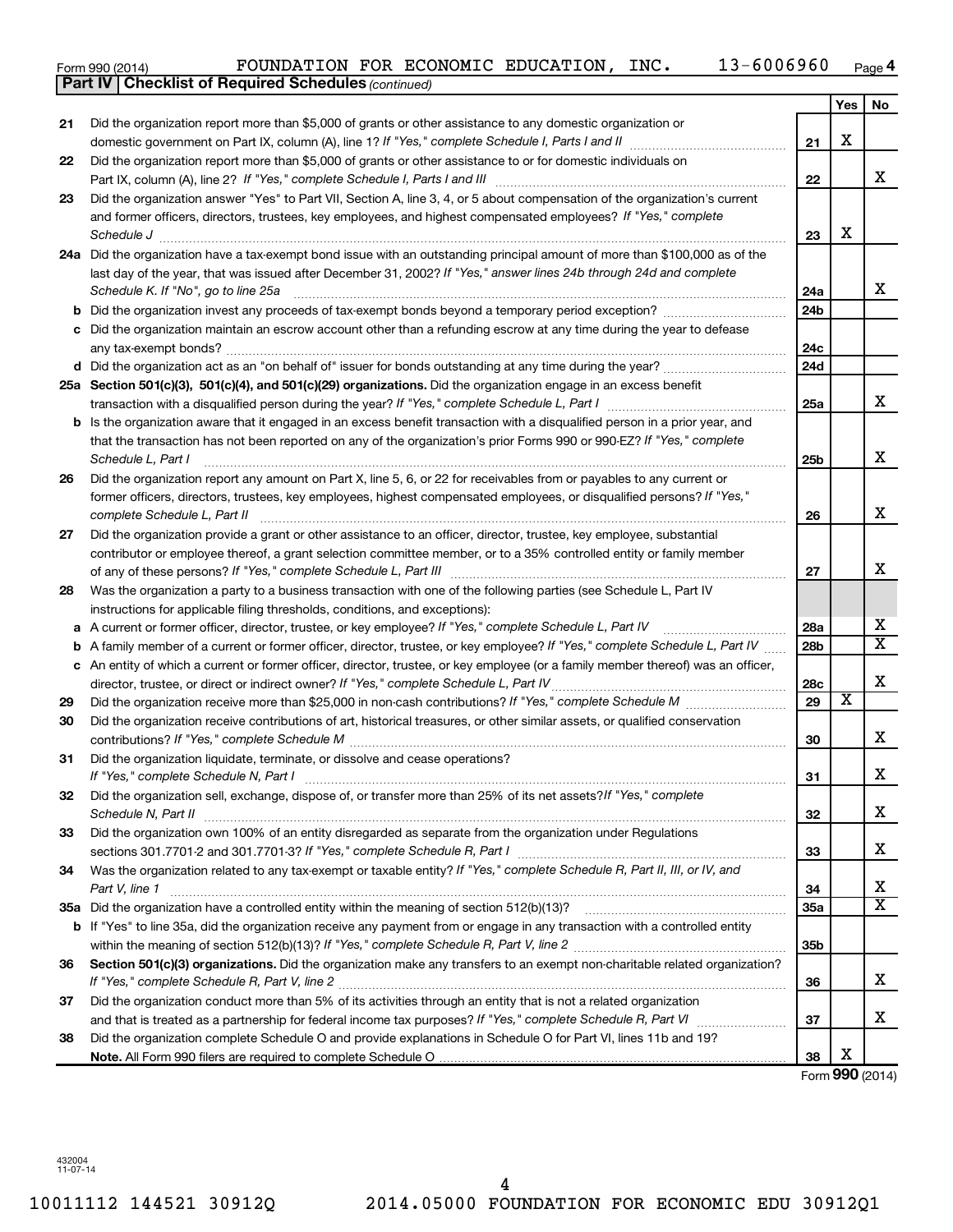Form 990 (2014) FOUNDATION FOR ECONOMIC EDUCATION, INC. 13-6006960 Page 4

**Part IV | Checklist of Required Schedules** *(continued)*

| | | | Yes | No |
|---|---|---|---|---|
| 21 | Did the organization report more than $5,000 of grants or other assistance to any domestic organization or domestic government on Part IX, column (A), line 1? *If "Yes," complete Schedule I, Parts I and II* | 21 | X | |
| 22 | Did the organization report more than $5,000 of grants or other assistance to or for domestic individuals on Part IX, column (A), line 2? *If "Yes," complete Schedule I, Parts I and III* | 22 | | X |
| 23 | Did the organization answer "Yes" to Part VII, Section A, line 3, 4, or 5 about compensation of the organization's current and former officers, directors, trustees, key employees, and highest compensated employees? *If "Yes," complete Schedule J* | 23 | X | |
| 24a | Did the organization have a tax-exempt bond issue with an outstanding principal amount of more than $100,000 as of the last day of the year, that was issued after December 31, 2002? *If "Yes," answer lines 24b through 24d and complete Schedule K. If "No", go to line 25a* | 24a | | X |
| b | Did the organization invest any proceeds of tax-exempt bonds beyond a temporary period exception? | 24b | | |
| c | Did the organization maintain an escrow account other than a refunding escrow at any time during the year to defease any tax-exempt bonds? | 24c | | |
| d | Did the organization act as an "on behalf of" issuer for bonds outstanding at any time during the year? | 24d | | |
| 25a | **Section 501(c)(3), 501(c)(4), and 501(c)(29) organizations.** Did the organization engage in an excess benefit transaction with a disqualified person during the year? *If "Yes," complete Schedule L, Part I* | 25a | | X |
| b | Is the organization aware that it engaged in an excess benefit transaction with a disqualified person in a prior year, and that the transaction has not been reported on any of the organization's prior Forms 990 or 990-EZ? *If "Yes," complete Schedule L, Part I* | 25b | | X |
| 26 | Did the organization report any amount on Part X, line 5, 6, or 22 for receivables from or payables to any current or former officers, directors, trustees, key employees, highest compensated employees, or disqualified persons? *If "Yes," complete Schedule L, Part II* | 26 | | X |
| 27 | Did the organization provide a grant or other assistance to an officer, director, trustee, key employee, substantial contributor or employee thereof, a grant selection committee member, or to a 35% controlled entity or family member of any of these persons? *If "Yes," complete Schedule L, Part III* | 27 | | X |
| 28 | Was the organization a party to a business transaction with one of the following parties (see Schedule L, Part IV instructions for applicable filing thresholds, conditions, and exceptions): | | | |
| a | A current or former officer, director, trustee, or key employee? *If "Yes," complete Schedule L, Part IV* | 28a | | X |
| b | A family member of a current or former officer, director, trustee, or key employee? *If "Yes," complete Schedule L, Part IV* | 28b | | X |
| c | An entity of which a current or former officer, director, trustee, or key employee (or a family member thereof) was an officer, director, trustee, or direct or indirect owner? *If "Yes," complete Schedule L, Part IV* | 28c | | X |
| 29 | Did the organization receive more than $25,000 in non-cash contributions? *If "Yes," complete Schedule M* | 29 | X | |
| 30 | Did the organization receive contributions of art, historical treasures, or other similar assets, or qualified conservation contributions? *If "Yes," complete Schedule M* | 30 | | X |
| 31 | Did the organization liquidate, terminate, or dissolve and cease operations? *If "Yes," complete Schedule N, Part I* | 31 | | X |
| 32 | Did the organization sell, exchange, dispose of, or transfer more than 25% of its net assets? *If "Yes," complete Schedule N, Part II* | 32 | | X |
| 33 | Did the organization own 100% of an entity disregarded as separate from the organization under Regulations sections 301.7701-2 and 301.7701-3? *If "Yes," complete Schedule R, Part I* | 33 | | X |
| 34 | Was the organization related to any tax-exempt or taxable entity? *If "Yes," complete Schedule R, Part II, III, or IV, and Part V, line 1* | 34 | | X |
| 35a | Did the organization have a controlled entity within the meaning of section 512(b)(13)? | 35a | | X |
| b | If "Yes" to line 35a, did the organization receive any payment from or engage in any transaction with a controlled entity within the meaning of section 512(b)(13)? *If "Yes," complete Schedule R, Part V, line 2* | 35b | | |
| 36 | **Section 501(c)(3) organizations.** Did the organization make any transfers to an exempt non-charitable related organization? *If "Yes," complete Schedule R, Part V, line 2* | 36 | | X |
| 37 | Did the organization conduct more than 5% of its activities through an entity that is not a related organization and that is treated as a partnership for federal income tax purposes? *If "Yes," complete Schedule R, Part VI* | 37 | | X |
| 38 | Did the organization complete Schedule O and provide explanations in Schedule O for Part VI, lines 11b and 19? **Note.** All Form 990 filers are required to complete Schedule O | 38 | X | |

Form **990** (2014)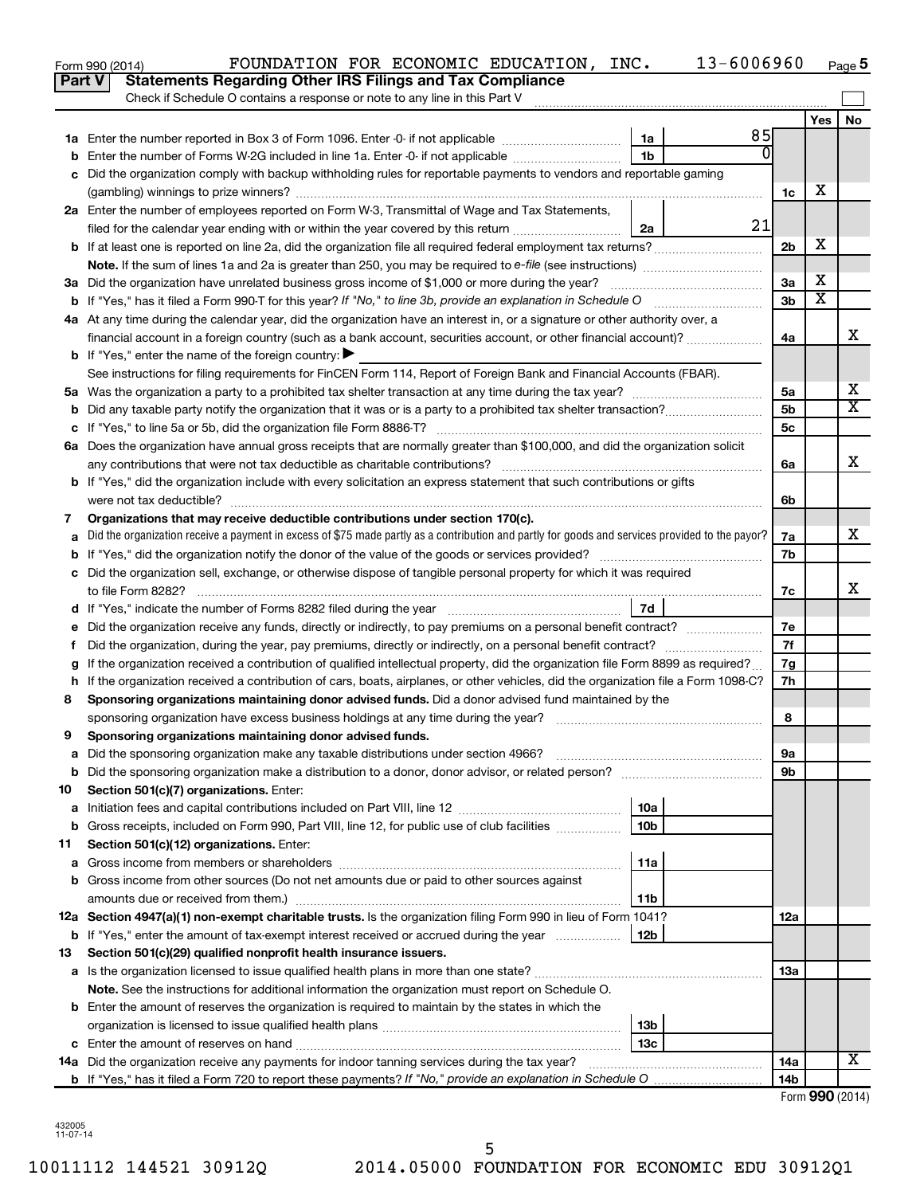Form 990 (2014) FOUNDATION FOR ECONOMIC EDUCATION, INC. 13-6006960 Page 5

## Part V Statements Regarding Other IRS Filings and Tax Compliance

Check if Schedule O contains a response or note to any line in this Part V

| | | | | | Yes | No |
|---|---|---|---|---|---|---|
| **1a** | Enter the number reported in Box 3 of Form 1096. Enter -0- if not applicable | 1a | 85 | | | |
| **b** | Enter the number of Forms W-2G included in line 1a. Enter -0- if not applicable | 1b | 0 | | | |
| **c** | Did the organization comply with backup withholding rules for reportable payments to vendors and reportable gaming (gambling) winnings to prize winners? | | | 1c | X | |
| **2a** | Enter the number of employees reported on Form W-3, Transmittal of Wage and Tax Statements, filed for the calendar year ending with or within the year covered by this return | 2a | 21 | | | |
| **b** | If at least one is reported on line 2a, did the organization file all required federal employment tax returns? | | | 2b | X | |
| | **Note.** If the sum of lines 1a and 2a is greater than 250, you may be required to *e-file* (see instructions) | | | | | |
| **3a** | Did the organization have unrelated business gross income of $1,000 or more during the year? | | | 3a | X | |
| **b** | If "Yes," has it filed a Form 990-T for this year? *If "No," to line 3b, provide an explanation in Schedule O* | | | 3b | X | |
| **4a** | At any time during the calendar year, did the organization have an interest in, or a signature or other authority over, a financial account in a foreign country (such as a bank account, securities account, or other financial account)? | | | 4a | | X |
| **b** | If "Yes," enter the name of the foreign country: ▶ | | | | | |
| | See instructions for filing requirements for FinCEN Form 114, Report of Foreign Bank and Financial Accounts (FBAR). | | | | | |
| **5a** | Was the organization a party to a prohibited tax shelter transaction at any time during the tax year? | | | 5a | | X |
| **b** | Did any taxable party notify the organization that it was or is a party to a prohibited tax shelter transaction? | | | 5b | | X |
| **c** | If "Yes," to line 5a or 5b, did the organization file Form 8886-T? | | | 5c | | |
| **6a** | Does the organization have annual gross receipts that are normally greater than $100,000, and did the organization solicit any contributions that were not tax deductible as charitable contributions? | | | 6a | | X |
| **b** | If "Yes," did the organization include with every solicitation an express statement that such contributions or gifts were not tax deductible? | | | 6b | | |
| **7** | **Organizations that may receive deductible contributions under section 170(c).** | | | | | |
| **a** | Did the organization receive a payment in excess of $75 made partly as a contribution and partly for goods and services provided to the payor? | | | 7a | | X |
| **b** | If "Yes," did the organization notify the donor of the value of the goods or services provided? | | | 7b | | |
| **c** | Did the organization sell, exchange, or otherwise dispose of tangible personal property for which it was required to file Form 8282? | | | 7c | | X |
| **d** | If "Yes," indicate the number of Forms 8282 filed during the year | 7d | | | | |
| **e** | Did the organization receive any funds, directly or indirectly, to pay premiums on a personal benefit contract? | | | 7e | | |
| **f** | Did the organization, during the year, pay premiums, directly or indirectly, on a personal benefit contract? | | | 7f | | |
| **g** | If the organization received a contribution of qualified intellectual property, did the organization file Form 8899 as required? | | | 7g | | |
| **h** | If the organization received a contribution of cars, boats, airplanes, or other vehicles, did the organization file a Form 1098-C? | | | 7h | | |
| **8** | **Sponsoring organizations maintaining donor advised funds.** Did a donor advised fund maintained by the sponsoring organization have excess business holdings at any time during the year? | | | 8 | | |
| **9** | **Sponsoring organizations maintaining donor advised funds.** | | | | | |
| **a** | Did the sponsoring organization make any taxable distributions under section 4966? | | | 9a | | |
| **b** | Did the sponsoring organization make a distribution to a donor, donor advisor, or related person? | | | 9b | | |
| **10** | **Section 501(c)(7) organizations.** Enter: | | | | | |
| **a** | Initiation fees and capital contributions included on Part VIII, line 12 | 10a | | | | |
| **b** | Gross receipts, included on Form 990, Part VIII, line 12, for public use of club facilities | 10b | | | | |
| **11** | **Section 501(c)(12) organizations.** Enter: | | | | | |
| **a** | Gross income from members or shareholders | 11a | | | | |
| **b** | Gross income from other sources (Do not net amounts due or paid to other sources against amounts due or received from them.) | 11b | | | | |
| **12a** | **Section 4947(a)(1) non-exempt charitable trusts.** Is the organization filing Form 990 in lieu of Form 1041? | | | 12a | | |
| **b** | If "Yes," enter the amount of tax-exempt interest received or accrued during the year | 12b | | | | |
| **13** | **Section 501(c)(29) qualified nonprofit health insurance issuers.** | | | | | |
| **a** | Is the organization licensed to issue qualified health plans in more than one state? | | | 13a | | |
| | **Note.** See the instructions for additional information the organization must report on Schedule O. | | | | | |
| **b** | Enter the amount of reserves the organization is required to maintain by the states in which the organization is licensed to issue qualified health plans | 13b | | | | |
| **c** | Enter the amount of reserves on hand | 13c | | | | |
| **14a** | Did the organization receive any payments for indoor tanning services during the tax year? | | | 14a | | X |
| **b** | If "Yes," has it filed a Form 720 to report these payments? *If "No," provide an explanation in Schedule O* | | | 14b | | |

Form **990** (2014)

432005 11-07-14

10011112 144521 30912Q 2014.05000 FOUNDATION FOR ECONOMIC EDU 30912Q1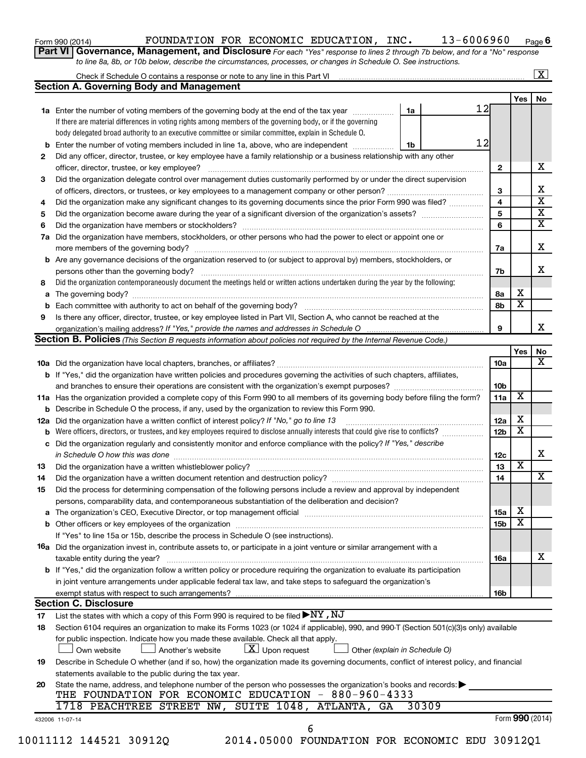Form 990 (2014) FOUNDATION FOR ECONOMIC EDUCATION, INC. 13-6006960 Page 6

**Part VI Governance, Management, and Disclosure** *For each "Yes" response to lines 2 through 7b below, and for a "No" response to line 8a, 8b, or 10b below, describe the circumstances, processes, or changes in Schedule O. See instructions.*

Check if Schedule O contains a response or note to any line in this Part VI ..... [X]

## Section A. Governing Body and Management

| | | | Yes | No |
|---|---|---|---|---|
| **1a** | Enter the number of voting members of the governing body at the end of the tax year ..... 1a: 12<br>If there are material differences in voting rights among members of the governing body, or if the governing body delegated broad authority to an executive committee or similar committee, explain in Schedule O. | | | |
| **b** | Enter the number of voting members included in line 1a, above, who are independent ..... 1b: 12 | | | |
| **2** | Did any officer, director, trustee, or key employee have a family relationship or a business relationship with any other officer, director, trustee, or key employee? | 2 | | X |
| **3** | Did the organization delegate control over management duties customarily performed by or under the direct supervision of officers, directors, or trustees, or key employees to a management company or other person? | 3 | | X |
| **4** | Did the organization make any significant changes to its governing documents since the prior Form 990 was filed? | 4 | | X |
| **5** | Did the organization become aware during the year of a significant diversion of the organization's assets? | 5 | | X |
| **6** | Did the organization have members or stockholders? | 6 | | X |
| **7a** | Did the organization have members, stockholders, or other persons who had the power to elect or appoint one or more members of the governing body? | 7a | | X |
| **b** | Are any governance decisions of the organization reserved to (or subject to approval by) members, stockholders, or persons other than the governing body? | 7b | | X |
| **8** | Did the organization contemporaneously document the meetings held or written actions undertaken during the year by the following: | | | |
| **a** | The governing body? | 8a | X | |
| **b** | Each committee with authority to act on behalf of the governing body? | 8b | X | |
| **9** | Is there any officer, director, trustee, or key employee listed in Part VII, Section A, who cannot be reached at the organization's mailing address? *If "Yes," provide the names and addresses in Schedule O* | 9 | | X |

## Section B. Policies *(This Section B requests information about policies not required by the Internal Revenue Code.)*

| | | | Yes | No |
|---|---|---|---|---|
| **10a** | Did the organization have local chapters, branches, or affiliates? | 10a | | X |
| **b** | If "Yes," did the organization have written policies and procedures governing the activities of such chapters, affiliates, and branches to ensure their operations are consistent with the organization's exempt purposes? | 10b | | |
| **11a** | Has the organization provided a complete copy of this Form 990 to all members of its governing body before filing the form? | 11a | X | |
| **b** | Describe in Schedule O the process, if any, used by the organization to review this Form 990. | | | |
| **12a** | Did the organization have a written conflict of interest policy? *If "No," go to line 13* | 12a | X | |
| **b** | Were officers, directors, or trustees, and key employees required to disclose annually interests that could give rise to conflicts? | 12b | X | |
| **c** | Did the organization regularly and consistently monitor and enforce compliance with the policy? *If "Yes," describe in Schedule O how this was done* | 12c | | X |
| **13** | Did the organization have a written whistleblower policy? | 13 | X | |
| **14** | Did the organization have a written document retention and destruction policy? | 14 | | X |
| **15** | Did the process for determining compensation of the following persons include a review and approval by independent persons, comparability data, and contemporaneous substantiation of the deliberation and decision? | | | |
| **a** | The organization's CEO, Executive Director, or top management official | 15a | X | |
| **b** | Other officers or key employees of the organization | 15b | X | |
| | If "Yes" to line 15a or 15b, describe the process in Schedule O (see instructions). | | | |
| **16a** | Did the organization invest in, contribute assets to, or participate in a joint venture or similar arrangement with a taxable entity during the year? | 16a | | X |
| **b** | If "Yes," did the organization follow a written policy or procedure requiring the organization to evaluate its participation in joint venture arrangements under applicable federal tax law, and take steps to safeguard the organization's exempt status with respect to such arrangements? | 16b | | |

## Section C. Disclosure

**17** List the states with which a copy of this Form 990 is required to be filed ▶ NY, NJ

**18** Section 6104 requires an organization to make its Forms 1023 (or 1024 if applicable), 990, and 990-T (Section 501(c)(3)s only) available for public inspection. Indicate how you made these available. Check all that apply.

[ ] Own website [ ] Another's website [X] Upon request [ ] Other *(explain in Schedule O)*

**19** Describe in Schedule O whether (and if so, how) the organization made its governing documents, conflict of interest policy, and financial statements available to the public during the tax year.

**20** State the name, address, and telephone number of the person who possesses the organization's books and records: ▶

THE FOUNDATION FOR ECONOMIC EDUCATION - 880-960-4333
1718 PEACHTREE STREET NW, SUITE 1048, ATLANTA, GA 30309

432006 11-07-14 Form **990** (2014)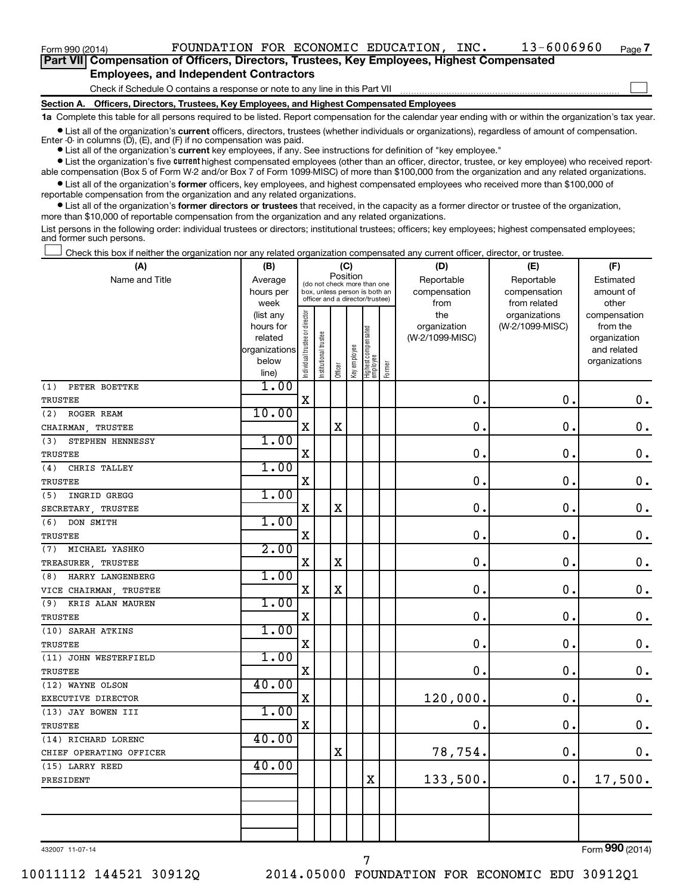Form 990 (2014) FOUNDATION FOR ECONOMIC EDUCATION, INC. 13-6006960 Page 7

## Part VII Compensation of Officers, Directors, Trustees, Key Employees, Highest Compensated Employees, and Independent Contractors

Check if Schedule O contains a response or note to any line in this Part VII ☐

### Section A. Officers, Directors, Trustees, Key Employees, and Highest Compensated Employees

**1a** Complete this table for all persons required to be listed. Report compensation for the calendar year ending with or within the organization's tax year.

- List all of the organization's **current** officers, directors, trustees (whether individuals or organizations), regardless of amount of compensation. Enter -0- in columns (D), (E), and (F) if no compensation was paid.
- List all of the organization's **current** key employees, if any. See instructions for definition of "key employee."
- List the organization's five **current** highest compensated employees (other than an officer, director, trustee, or key employee) who received reportable compensation (Box 5 of Form W-2 and/or Box 7 of Form 1099-MISC) of more than $100,000 from the organization and any related organizations.
- List all of the organization's **former** officers, key employees, and highest compensated employees who received more than $100,000 of reportable compensation from the organization and any related organizations.
- List all of the organization's **former directors or trustees** that received, in the capacity as a former director or trustee of the organization, more than $10,000 of reportable compensation from the organization and any related organizations.

List persons in the following order: individual trustees or directors; institutional trustees; officers; key employees; highest compensated employees; and former such persons.

☐ Check this box if neither the organization nor any related organization compensated any current officer, director, or trustee.

| (A) Name and Title | (B) Average hours per week (list any hours for related organizations below line) | (C) Position: Individual trustee or director | Institutional trustee | Officer | Key employee | Highest compensated employee | Former | (D) Reportable compensation from the organization (W-2/1099-MISC) | (E) Reportable compensation from related organizations (W-2/1099-MISC) | (F) Estimated amount of other compensation from the organization and related organizations |
|---|---|---|---|---|---|---|---|---|---|---|
| (1) PETER BOETTKE<br>TRUSTEE | 1.00 | X | | | | | | 0. | 0. | 0. |
| (2) ROGER REAM<br>CHAIRMAN, TRUSTEE | 10.00 | X | | X | | | | 0. | 0. | 0. |
| (3) STEPHEN HENNESSY<br>TRUSTEE | 1.00 | X | | | | | | 0. | 0. | 0. |
| (4) CHRIS TALLEY<br>TRUSTEE | 1.00 | X | | | | | | 0. | 0. | 0. |
| (5) INGRID GREGG<br>SECRETARY, TRUSTEE | 1.00 | X | | X | | | | 0. | 0. | 0. |
| (6) DON SMITH<br>TRUSTEE | 1.00 | X | | | | | | 0. | 0. | 0. |
| (7) MICHAEL YASHKO<br>TREASURER, TRUSTEE | 2.00 | X | | X | | | | 0. | 0. | 0. |
| (8) HARRY LANGENBERG<br>VICE CHAIRMAN, TRUSTEE | 1.00 | X | | X | | | | 0. | 0. | 0. |
| (9) KRIS ALAN MAUREN<br>TRUSTEE | 1.00 | X | | | | | | 0. | 0. | 0. |
| (10) SARAH ATKINS<br>TRUSTEE | 1.00 | X | | | | | | 0. | 0. | 0. |
| (11) JOHN WESTERFIELD<br>TRUSTEE | 1.00 | X | | | | | | 0. | 0. | 0. |
| (12) WAYNE OLSON<br>EXECUTIVE DIRECTOR | 40.00 | X | | | | | | 120,000. | 0. | 0. |
| (13) JAY BOWEN III<br>TRUSTEE | 1.00 | X | | | | | | 0. | 0. | 0. |
| (14) RICHARD LORENC<br>CHIEF OPERATING OFFICER | 40.00 | | | X | | | | 78,754. | 0. | 0. |
| (15) LARRY REED<br>PRESIDENT | 40.00 | | | | | X | | 133,500. | 0. | 17,500. |
| | | | | | | | | | | |
| | | | | | | | | | | |

432007 11-07-14 Form **990** (2014)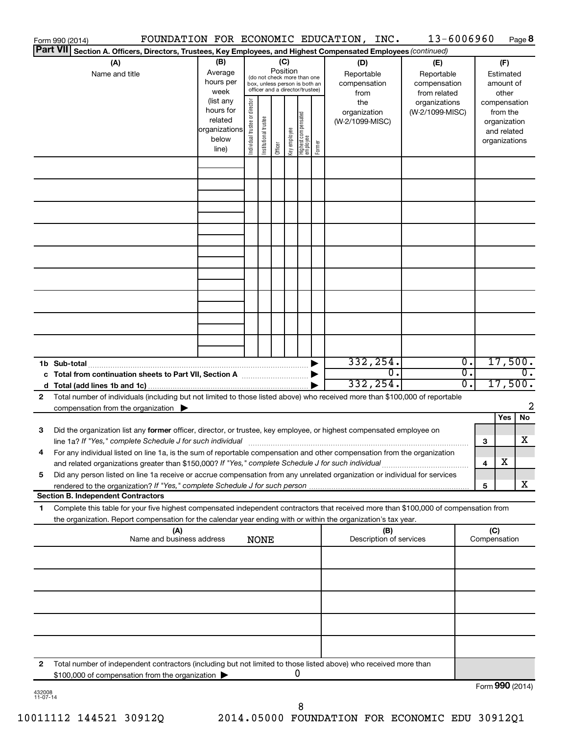Form 990 (2014) FOUNDATION FOR ECONOMIC EDUCATION, INC. 13-6006960 Page 8

**Part VII Section A. Officers, Directors, Trustees, Key Employees, and Highest Compensated Employees** *(continued)*

| (A) Name and title | (B) Average hours per week (list any hours for related organizations below line) | (C) Position (do not check more than one box, unless person is both an officer and a director/trustee): Individual trustee or director | Institutional trustee | Officer | Key employee | Highest compensated employee | Former | (D) Reportable compensation from the organization (W-2/1099-MISC) | (E) Reportable compensation from related organizations (W-2/1099-MISC) | (F) Estimated amount of other compensation from the organization and related organizations |
|---|---|---|---|---|---|---|---|---|---|---|
| | | | | | | | | | | |
| | | | | | | | | | | |
| | | | | | | | | | | |
| | | | | | | | | | | |
| | | | | | | | | | | |
| | | | | | | | | | | |
| | | | | | | | | | | |
| | | | | | | | | | | |
| | | | | | | | | | | |
| **1b Sub-total** | | | | | | | | 332,254. | 0. | 17,500. |
| **c Total from continuation sheets to Part VII, Section A** | | | | | | | | 0. | 0. | 0. |
| **d Total (add lines 1b and 1c)** | | | | | | | | 332,254. | 0. | 17,500. |

**2** Total number of individuals (including but not limited to those listed above) who received more than $100,000 of reportable compensation from the organization ▶ 2

| | | | Yes | No |
|---|---|---|---|---|
| **3** | Did the organization list any **former** officer, director, or trustee, key employee, or highest compensated employee on line 1a? *If "Yes," complete Schedule J for such individual* | 3 | | X |
| **4** | For any individual listed on line 1a, is the sum of reportable compensation and other compensation from the organization and related organizations greater than $150,000? *If "Yes," complete Schedule J for such individual* | 4 | X | |
| **5** | Did any person listed on line 1a receive or accrue compensation from any unrelated organization or individual for services rendered to the organization? *If "Yes," complete Schedule J for such person* | 5 | | X |

**Section B. Independent Contractors**

**1** Complete this table for your five highest compensated independent contractors that received more than $100,000 of compensation from the organization. Report compensation for the calendar year ending with or within the organization's tax year.

| (A) Name and business address | (B) Description of services | (C) Compensation |
|---|---|---|
| NONE | | |
| | | |
| | | |
| | | |
| | | |
| | | |

**2** Total number of independent contractors (including but not limited to those listed above) who received more than $100,000 of compensation from the organization ▶ 0

Form **990** (2014)

432008 11-07-14

10011112 144521 30912Q 2014.05000 FOUNDATION FOR ECONOMIC EDU 30912Q1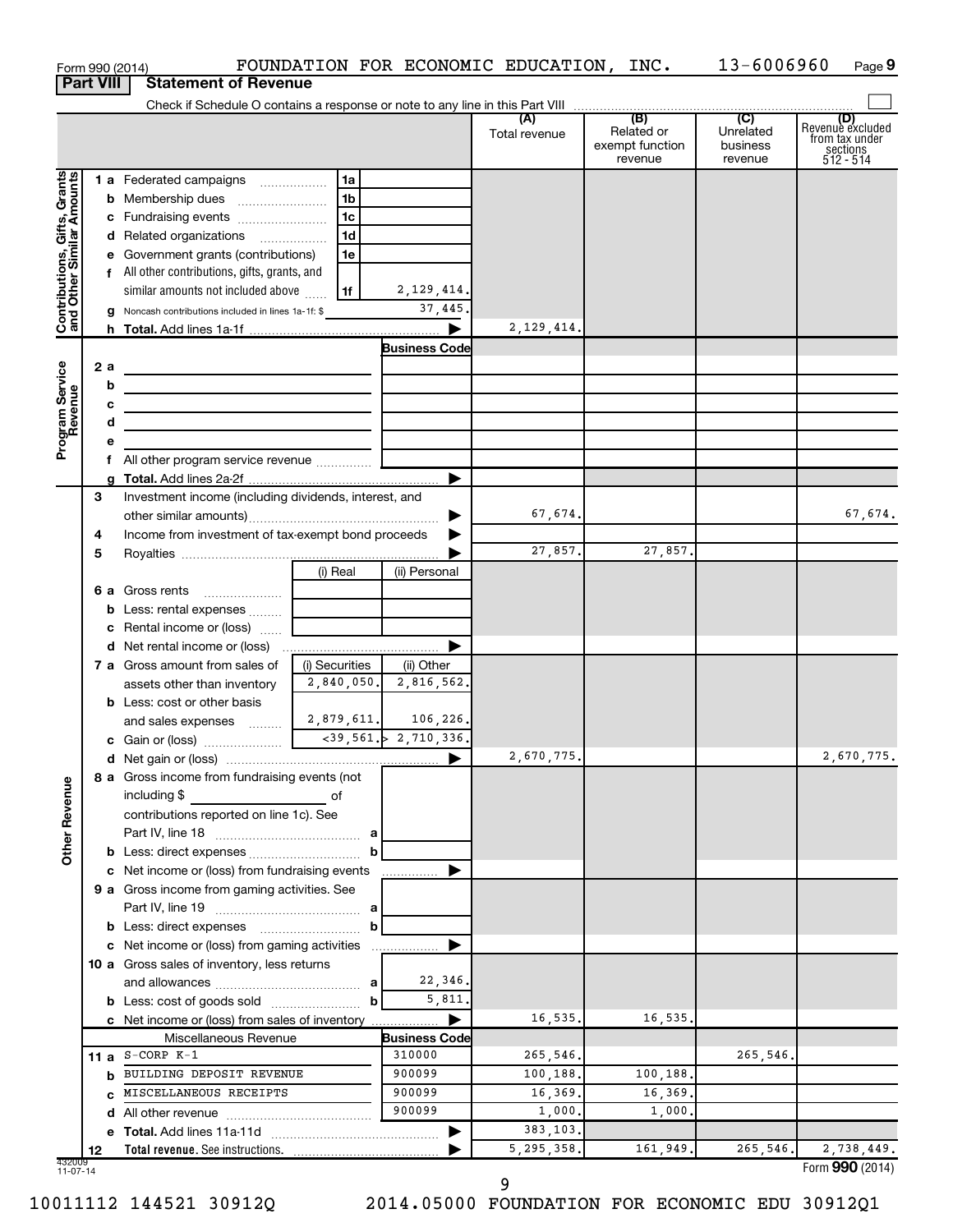Form 990 (2014) FOUNDATION FOR ECONOMIC EDUCATION, INC. 13-6006960 Page 9

**Part VIII Statement of Revenue**

Check if Schedule O contains a response or note to any line in this Part VIII ☐

| | | | | (A) Total revenue | (B) Related or exempt function revenue | (C) Unrelated business revenue | (D) Revenue excluded from tax under sections 512 - 514 |
|---|---|---|---|---|---|---|---|
| **Contributions, Gifts, Grants and Other Similar Amounts** | 1 a Federated campaigns | 1a | | | | | |
| | b Membership dues | 1b | | | | | |
| | c Fundraising events | 1c | | | | | |
| | d Related organizations | 1d | | | | | |
| | e Government grants (contributions) | 1e | | | | | |
| | f All other contributions, gifts, grants, and similar amounts not included above | 1f | 2,129,414. | | | | |
| | g Noncash contributions included in lines 1a-1f: $ | | 37,445. | | | | |
| | h Total. Add lines 1a-1f | | ▶ | 2,129,414. | | | |
| **Program Service Revenue** | | | Business Code | | | | |
| | 2 a | | | | | | |
| | b | | | | | | |
| | c | | | | | | |
| | d | | | | | | |
| | e | | | | | | |
| | f All other program service revenue | | | | | | |
| | g Total. Add lines 2a-2f | | ▶ | | | | |
| **Other Revenue** | 3 Investment income (including dividends, interest, and other similar amounts) | | ▶ | 67,674. | | | 67,674. |
| | 4 Income from investment of tax-exempt bond proceeds | | ▶ | | | | |
| | 5 Royalties | | ▶ | 27,857. | 27,857. | | |
| | | (i) Real | (ii) Personal | | | | |
| | 6 a Gross rents | | | | | | |
| | b Less: rental expenses | | | | | | |
| | c Rental income or (loss) | | | | | | |
| | d Net rental income or (loss) | | ▶ | | | | |
| | 7 a Gross amount from sales of assets other than inventory | (i) Securities 2,840,050. | (ii) Other 2,816,562. | | | | |
| | b Less: cost or other basis and sales expenses | 2,879,611. | 106,226. | | | | |
| | c Gain or (loss) | <39,561.> | 2,710,336. | | | | |
| | d Net gain or (loss) | | ▶ | 2,670,775. | | | 2,670,775. |
| | 8 a Gross income from fundraising events (not including $ of contributions reported on line 1c). See Part IV, line 18 | a | | | | | |
| | b Less: direct expenses | b | | | | | |
| | c Net income or (loss) from fundraising events | | ▶ | | | | |
| | 9 a Gross income from gaming activities. See Part IV, line 19 | a | | | | | |
| | b Less: direct expenses | b | | | | | |
| | c Net income or (loss) from gaming activities | | ▶ | | | | |
| | 10 a Gross sales of inventory, less returns and allowances | a | 22,346. | | | | |
| | b Less: cost of goods sold | b | 5,811. | | | | |
| | c Net income or (loss) from sales of inventory | | ▶ | 16,535. | 16,535. | | |
| | Miscellaneous Revenue | | Business Code | | | | |
| | 11 a S-CORP K-1 | | 310000 | 265,546. | | 265,546. | |
| | b BUILDING DEPOSIT REVENUE | | 900099 | 100,188. | 100,188. | | |
| | c MISCELLANEOUS RECEIPTS | | 900099 | 16,369. | 16,369. | | |
| | d All other revenue | | 900099 | 1,000. | 1,000. | | |
| | e Total. Add lines 11a-11d | | ▶ | 383,103. | | | |
| | 12 Total revenue. See instructions. | | ▶ | 5,295,358. | 161,949. | 265,546. | 2,738,449. |

Form **990** (2014)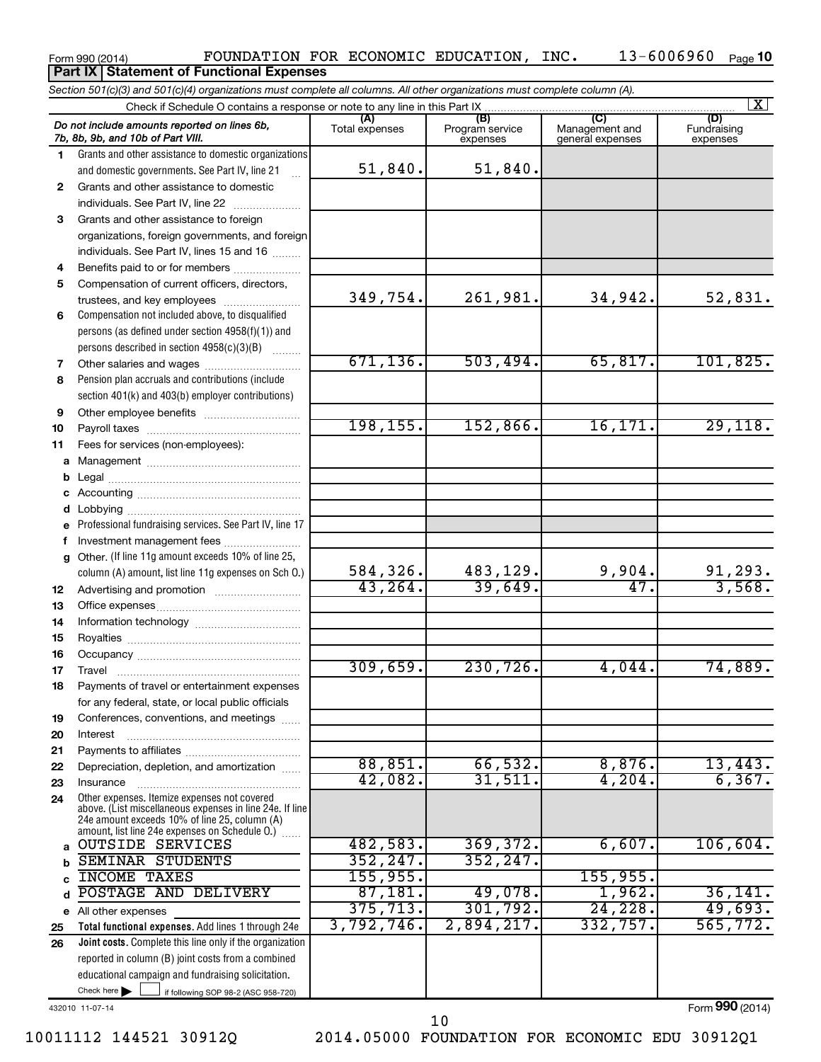Form 990 (2014) FOUNDATION FOR ECONOMIC EDUCATION, INC. 13-6006960 Page 10

**Part IX Statement of Functional Expenses**

*Section 501(c)(3) and 501(c)(4) organizations must complete all columns. All other organizations must complete column (A).*

Check if Schedule O contains a response or note to any line in this Part IX [X]

| | *Do not include amounts reported on lines 6b, 7b, 8b, 9b, and 10b of Part VIII.* | (A) Total expenses | (B) Program service expenses | (C) Management and general expenses | (D) Fundraising expenses |
|---|---|---|---|---|---|
| 1 | Grants and other assistance to domestic organizations and domestic governments. See Part IV, line 21 | 51,840. | 51,840. | | |
| 2 | Grants and other assistance to domestic individuals. See Part IV, line 22 | | | | |
| 3 | Grants and other assistance to foreign organizations, foreign governments, and foreign individuals. See Part IV, lines 15 and 16 | | | | |
| 4 | Benefits paid to or for members | | | | |
| 5 | Compensation of current officers, directors, trustees, and key employees | 349,754. | 261,981. | 34,942. | 52,831. |
| 6 | Compensation not included above, to disqualified persons (as defined under section 4958(f)(1)) and persons described in section 4958(c)(3)(B) | | | | |
| 7 | Other salaries and wages | 671,136. | 503,494. | 65,817. | 101,825. |
| 8 | Pension plan accruals and contributions (include section 401(k) and 403(b) employer contributions) | | | | |
| 9 | Other employee benefits | | | | |
| 10 | Payroll taxes | 198,155. | 152,866. | 16,171. | 29,118. |
| 11 | Fees for services (non-employees): | | | | |
| a | Management | | | | |
| b | Legal | | | | |
| c | Accounting | | | | |
| d | Lobbying | | | | |
| e | Professional fundraising services. See Part IV, line 17 | | | | |
| f | Investment management fees | | | | |
| g | Other. (If line 11g amount exceeds 10% of line 25, column (A) amount, list line 11g expenses on Sch O.) | 584,326. | 483,129. | 9,904. | 91,293. |
| 12 | Advertising and promotion | 43,264. | 39,649. | 47. | 3,568. |
| 13 | Office expenses | | | | |
| 14 | Information technology | | | | |
| 15 | Royalties | | | | |
| 16 | Occupancy | | | | |
| 17 | Travel | 309,659. | 230,726. | 4,044. | 74,889. |
| 18 | Payments of travel or entertainment expenses for any federal, state, or local public officials | | | | |
| 19 | Conferences, conventions, and meetings | | | | |
| 20 | Interest | | | | |
| 21 | Payments to affiliates | | | | |
| 22 | Depreciation, depletion, and amortization | 88,851. | 66,532. | 8,876. | 13,443. |
| 23 | Insurance | 42,082. | 31,511. | 4,204. | 6,367. |
| 24 | Other expenses. Itemize expenses not covered above. (List miscellaneous expenses in line 24e. If line 24e amount exceeds 10% of line 25, column (A) amount, list line 24e expenses on Schedule O.) | | | | |
| a | OUTSIDE SERVICES | 482,583. | 369,372. | 6,607. | 106,604. |
| b | SEMINAR STUDENTS | 352,247. | 352,247. | | |
| c | INCOME TAXES | 155,955. | | 155,955. | |
| d | POSTAGE AND DELIVERY | 87,181. | 49,078. | 1,962. | 36,141. |
| e | All other expenses | 375,713. | 301,792. | 24,228. | 49,693. |
| 25 | **Total functional expenses.** Add lines 1 through 24e | 3,792,746. | 2,894,217. | 332,757. | 565,772. |
| 26 | **Joint costs.** Complete this line only if the organization reported in column (B) joint costs from a combined educational campaign and fundraising solicitation. Check here [ ] if following SOP 98-2 (ASC 958-720) | | | | |

432010 11-07-14

Form **990** (2014)

10011112 144521 30912Q 2014.05000 FOUNDATION FOR ECONOMIC EDU 30912Q1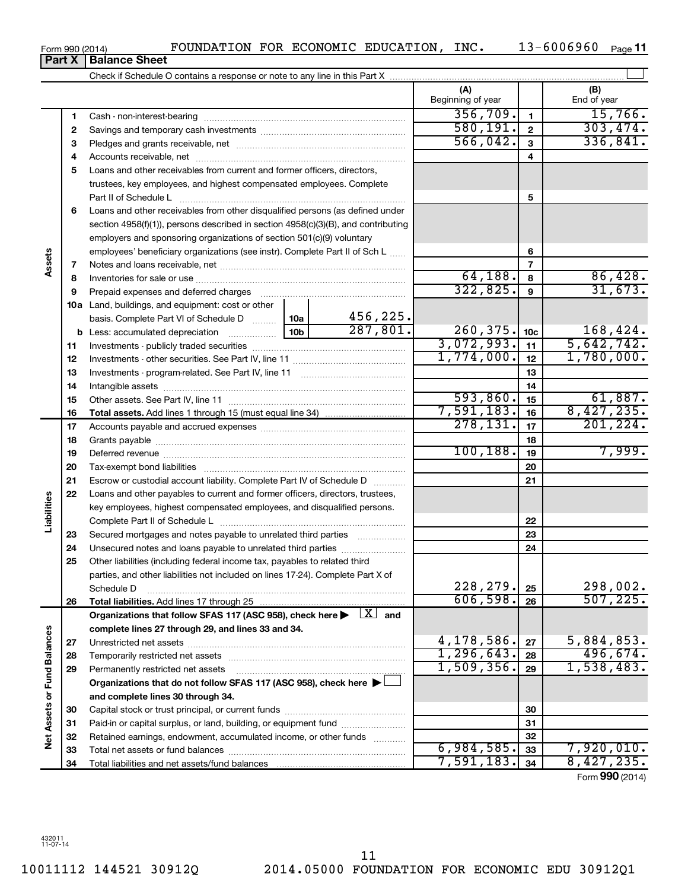Form 990 (2014) FOUNDATION FOR ECONOMIC EDUCATION, INC. 13-6006960

## Part X | Balance Sheet

Check if Schedule O contains a response or note to any line in this Part X

| | | | | (A) Beginning of year | | (B) End of year |
|---|---|---|---|---|---|---|
| **Assets** | 1 | Cash - non-interest-bearing | | 356,709. | 1 | 15,766. |
| | 2 | Savings and temporary cash investments | | 580,191. | 2 | 303,474. |
| | 3 | Pledges and grants receivable, net | | 566,042. | 3 | 336,841. |
| | 4 | Accounts receivable, net | | | 4 | |
| | 5 | Loans and other receivables from current and former officers, directors, trustees, key employees, and highest compensated employees. Complete Part II of Schedule L | | | 5 | |
| | 6 | Loans and other receivables from other disqualified persons (as defined under section 4958(f)(1)), persons described in section 4958(c)(3)(B), and contributing employers and sponsoring organizations of section 501(c)(9) voluntary employees' beneficiary organizations (see instr). Complete Part II of Sch L | | | 6 | |
| | 7 | Notes and loans receivable, net | | | 7 | |
| | 8 | Inventories for sale or use | | 64,188. | 8 | 86,428. |
| | 9 | Prepaid expenses and deferred charges | | 322,825. | 9 | 31,673. |
| | 10a | Land, buildings, and equipment: cost or other basis. Complete Part VI of Schedule D | 10a 456,225. | | | |
| | b | Less: accumulated depreciation | 10b 287,801. | 260,375. | 10c | 168,424. |
| | 11 | Investments - publicly traded securities | | 3,072,993. | 11 | 5,642,742. |
| | 12 | Investments - other securities. See Part IV, line 11 | | 1,774,000. | 12 | 1,780,000. |
| | 13 | Investments - program-related. See Part IV, line 11 | | | 13 | |
| | 14 | Intangible assets | | | 14 | |
| | 15 | Other assets. See Part IV, line 11 | | 593,860. | 15 | 61,887. |
| | 16 | **Total assets.** Add lines 1 through 15 (must equal line 34) | | 7,591,183. | 16 | 8,427,235. |
| **Liabilities** | 17 | Accounts payable and accrued expenses | | 278,131. | 17 | 201,224. |
| | 18 | Grants payable | | | 18 | |
| | 19 | Deferred revenue | | 100,188. | 19 | 7,999. |
| | 20 | Tax-exempt bond liabilities | | | 20 | |
| | 21 | Escrow or custodial account liability. Complete Part IV of Schedule D | | | 21 | |
| | 22 | Loans and other payables to current and former officers, directors, trustees, key employees, highest compensated employees, and disqualified persons. Complete Part II of Schedule L | | | 22 | |
| | 23 | Secured mortgages and notes payable to unrelated third parties | | | 23 | |
| | 24 | Unsecured notes and loans payable to unrelated third parties | | | 24 | |
| | 25 | Other liabilities (including federal income tax, payables to related third parties, and other liabilities not included on lines 17-24). Complete Part X of Schedule D | | 228,279. | 25 | 298,002. |
| | 26 | **Total liabilities.** Add lines 17 through 25 | | 606,598. | 26 | 507,225. |
| **Net Assets or Fund Balances** | | **Organizations that follow SFAS 117 (ASC 958), check here ▶ [X] and complete lines 27 through 29, and lines 33 and 34.** | | | | |
| | 27 | Unrestricted net assets | | 4,178,586. | 27 | 5,884,853. |
| | 28 | Temporarily restricted net assets | | 1,296,643. | 28 | 496,674. |
| | 29 | Permanently restricted net assets | | 1,509,356. | 29 | 1,538,483. |
| | | **Organizations that do not follow SFAS 117 (ASC 958), check here ▶ [ ] and complete lines 30 through 34.** | | | | |
| | 30 | Capital stock or trust principal, or current funds | | | 30 | |
| | 31 | Paid-in or capital surplus, or land, building, or equipment fund | | | 31 | |
| | 32 | Retained earnings, endowment, accumulated income, or other funds | | | 32 | |
| | 33 | Total net assets or fund balances | | 6,984,585. | 33 | 7,920,010. |
| | 34 | Total liabilities and net assets/fund balances | | 7,591,183. | 34 | 8,427,235. |

Form **990** (2014)

432011 11-07-14

10011112 144521 30912Q 2014.05000 FOUNDATION FOR ECONOMIC EDU 30912Q1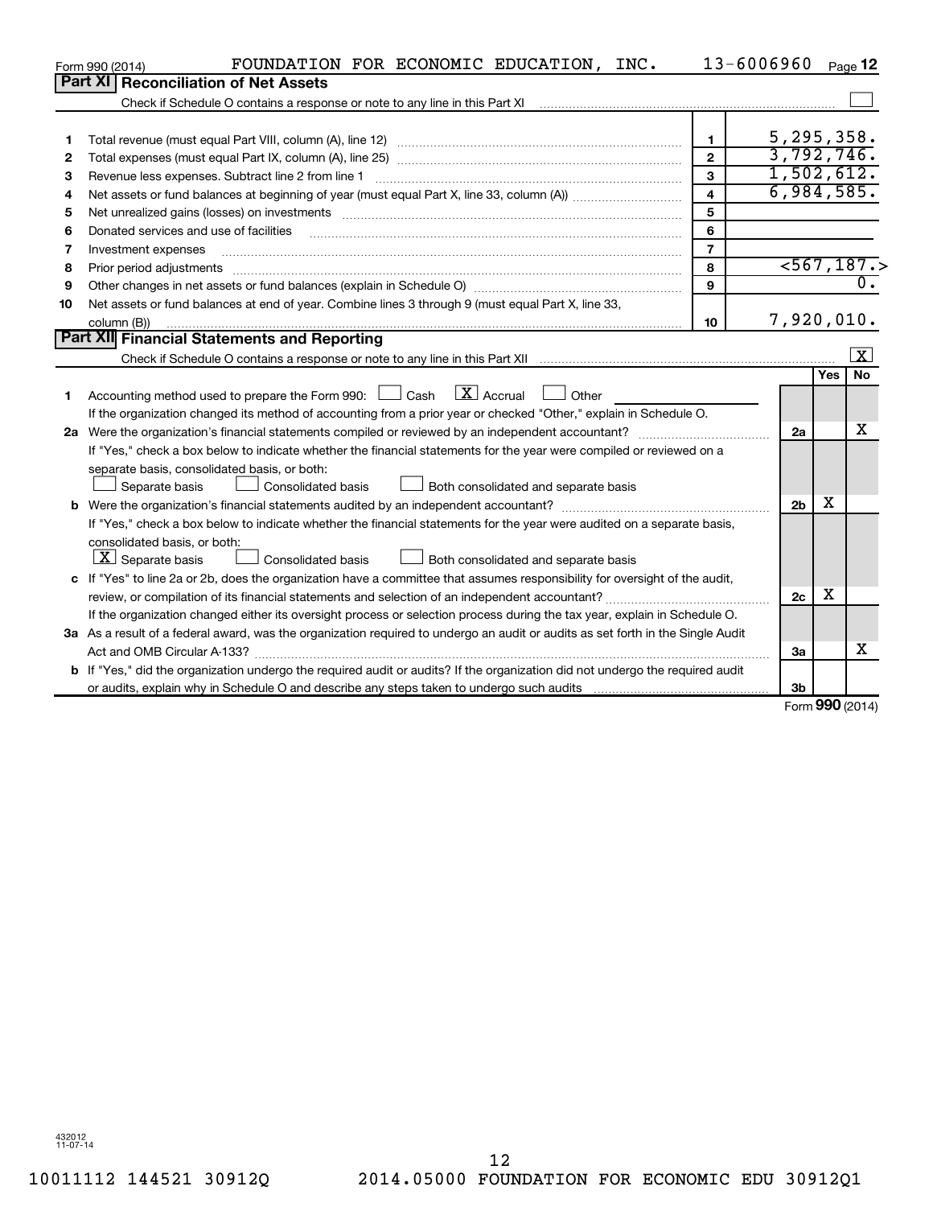Form 990 (2014) FOUNDATION FOR ECONOMIC EDUCATION, INC. 13-6006960 Page 12

## Part XI Reconciliation of Net Assets

Check if Schedule O contains a response or note to any line in this Part XI ☐

| | | | |
|---|---|---|---|
| 1 | Total revenue (must equal Part VIII, column (A), line 12) | 1 | 5,295,358. |
| 2 | Total expenses (must equal Part IX, column (A), line 25) | 2 | 3,792,746. |
| 3 | Revenue less expenses. Subtract line 2 from line 1 | 3 | 1,502,612. |
| 4 | Net assets or fund balances at beginning of year (must equal Part X, line 33, column (A)) | 4 | 6,984,585. |
| 5 | Net unrealized gains (losses) on investments | 5 | |
| 6 | Donated services and use of facilities | 6 | |
| 7 | Investment expenses | 7 | |
| 8 | Prior period adjustments | 8 | <567,187.> |
| 9 | Other changes in net assets or fund balances (explain in Schedule O) | 9 | 0. |
| 10 | Net assets or fund balances at end of year. Combine lines 3 through 9 (must equal Part X, line 33, column (B)) | 10 | 7,920,010. |

## Part XII Financial Statements and Reporting

Check if Schedule O contains a response or note to any line in this Part XII ☒

| | | | Yes | No |
|---|---|---|---|---|
| 1 | Accounting method used to prepare the Form 990: ☐ Cash ☒ Accrual ☐ Other<br>If the organization changed its method of accounting from a prior year or checked "Other," explain in Schedule O. | | | |
| 2a | Were the organization's financial statements compiled or reviewed by an independent accountant?<br>If "Yes," check a box below to indicate whether the financial statements for the year were compiled or reviewed on a separate basis, consolidated basis, or both:<br>☐ Separate basis ☐ Consolidated basis ☐ Both consolidated and separate basis | 2a | | X |
| b | Were the organization's financial statements audited by an independent accountant?<br>If "Yes," check a box below to indicate whether the financial statements for the year were audited on a separate basis, consolidated basis, or both:<br>☒ Separate basis ☐ Consolidated basis ☐ Both consolidated and separate basis | 2b | X | |
| c | If "Yes" to line 2a or 2b, does the organization have a committee that assumes responsibility for oversight of the audit, review, or compilation of its financial statements and selection of an independent accountant?<br>If the organization changed either its oversight process or selection process during the tax year, explain in Schedule O. | 2c | X | |
| 3a | As a result of a federal award, was the organization required to undergo an audit or audits as set forth in the Single Audit Act and OMB Circular A-133? | 3a | | X |
| b | If "Yes," did the organization undergo the required audit or audits? If the organization did not undergo the required audit or audits, explain why in Schedule O and describe any steps taken to undergo such audits | 3b | | |

Form **990** (2014)

432012 11-07-14

10011112 144521 30912Q 2014.05000 FOUNDATION FOR ECONOMIC EDU 30912Q1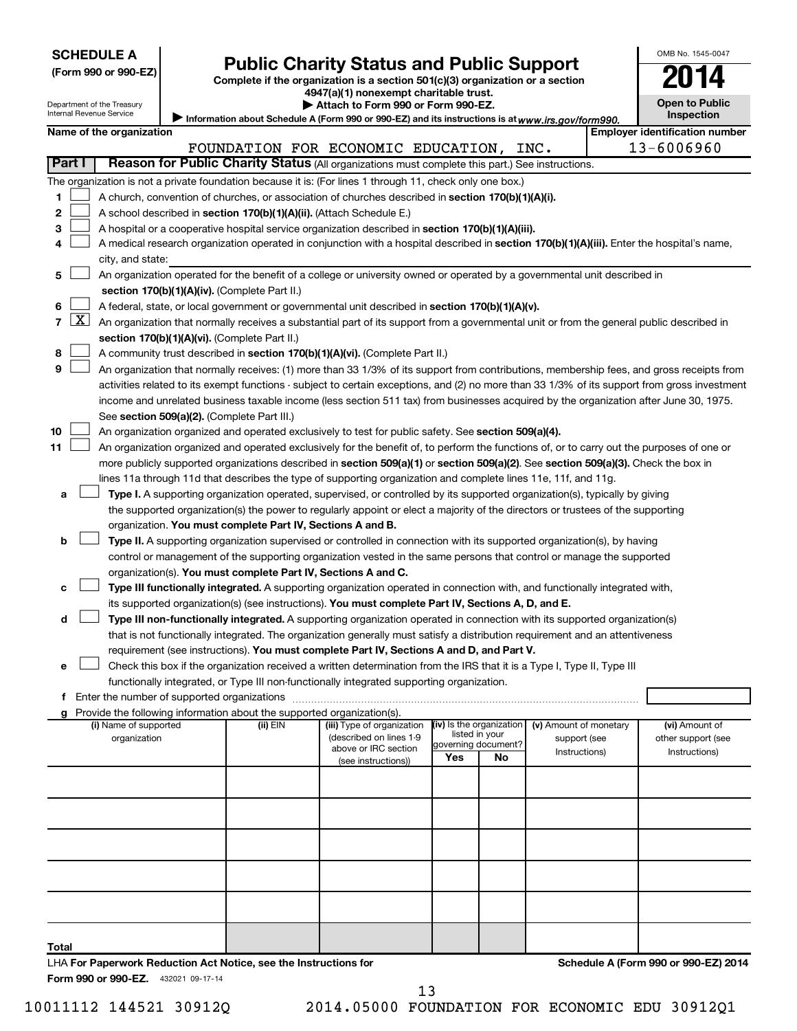**SCHEDULE A**
**(Form 990 or 990-EZ)**

Department of the Treasury
Internal Revenue Service

# Public Charity Status and Public Support

**Complete if the organization is a section 501(c)(3) organization or a section 4947(a)(1) nonexempt charitable trust.**
**▶ Attach to Form 990 or Form 990-EZ.**
▶ Information about Schedule A (Form 990 or 990-EZ) and its instructions is at *www.irs.gov/form990.*

OMB No. 1545-0047
**2014**
**Open to Public Inspection**

**Name of the organization:** FOUNDATION FOR ECONOMIC EDUCATION, INC.
**Employer identification number:** 13-6006960

**Part I — Reason for Public Charity Status** (All organizations must complete this part.) See instructions.

The organization is not a private foundation because it is: (For lines 1 through 11, check only one box.)

1 [ ] A church, convention of churches, or association of churches described in **section 170(b)(1)(A)(i).**
2 [ ] A school described in **section 170(b)(1)(A)(ii).** (Attach Schedule E.)
3 [ ] A hospital or a cooperative hospital service organization described in **section 170(b)(1)(A)(iii).**
4 [ ] A medical research organization operated in conjunction with a hospital described in **section 170(b)(1)(A)(iii).** Enter the hospital's name, city, and state:
5 [ ] An organization operated for the benefit of a college or university owned or operated by a governmental unit described in **section 170(b)(1)(A)(iv).** (Complete Part II.)
6 [ ] A federal, state, or local government or governmental unit described in **section 170(b)(1)(A)(v).**
7 [X] An organization that normally receives a substantial part of its support from a governmental unit or from the general public described in **section 170(b)(1)(A)(vi).** (Complete Part II.)
8 [ ] A community trust described in **section 170(b)(1)(A)(vi).** (Complete Part II.)
9 [ ] An organization that normally receives: (1) more than 33 1/3% of its support from contributions, membership fees, and gross receipts from activities related to its exempt functions - subject to certain exceptions, and (2) no more than 33 1/3% of its support from gross investment income and unrelated business taxable income (less section 511 tax) from businesses acquired by the organization after June 30, 1975. See **section 509(a)(2).** (Complete Part III.)
10 [ ] An organization organized and operated exclusively to test for public safety. See **section 509(a)(4).**
11 [ ] An organization organized and operated exclusively for the benefit of, to perform the functions of, or to carry out the purposes of one or more publicly supported organizations described in **section 509(a)(1)** or **section 509(a)(2).** See **section 509(a)(3).** Check the box in lines 11a through 11d that describes the type of supporting organization and complete lines 11e, 11f, and 11g.

a [ ] **Type I.** A supporting organization operated, supervised, or controlled by its supported organization(s), typically by giving the supported organization(s) the power to regularly appoint or elect a majority of the directors or trustees of the supporting organization. **You must complete Part IV, Sections A and B.**
b [ ] **Type II.** A supporting organization supervised or controlled in connection with its supported organization(s), by having control or management of the supporting organization vested in the same persons that control or manage the supported organization(s). **You must complete Part IV, Sections A and C.**
c [ ] **Type III functionally integrated.** A supporting organization operated in connection with, and functionally integrated with, its supported organization(s) (see instructions). **You must complete Part IV, Sections A, D, and E.**
d [ ] **Type III non-functionally integrated.** A supporting organization operated in connection with its supported organization(s) that is not functionally integrated. The organization generally must satisfy a distribution requirement and an attentiveness requirement (see instructions). **You must complete Part IV, Sections A and D, and Part V.**
e [ ] Check this box if the organization received a written determination from the IRS that it is a Type I, Type II, Type III functionally integrated, or Type III non-functionally integrated supporting organization.
f Enter the number of supported organizations
g Provide the following information about the supported organization(s).

| (i) Name of supported organization | (ii) EIN | (iii) Type of organization (described on lines 1-9 above or IRC section (see instructions)) | (iv) Is the organization listed in your governing document? Yes | No | (v) Amount of monetary support (see Instructions) | (vi) Amount of other support (see Instructions) |
|---|---|---|---|---|---|---|
| | | | | | | |
| | | | | | | |
| | | | | | | |
| | | | | | | |
| | | | | | | |
| **Total** | | | | | | |

LHA **For Paperwork Reduction Act Notice, see the Instructions for Form 990 or 990-EZ.** 432021 09-17-14

**Schedule A (Form 990 or 990-EZ) 2014**

10011112 144521 30912Q 2014.05000 FOUNDATION FOR ECONOMIC EDU 30912Q1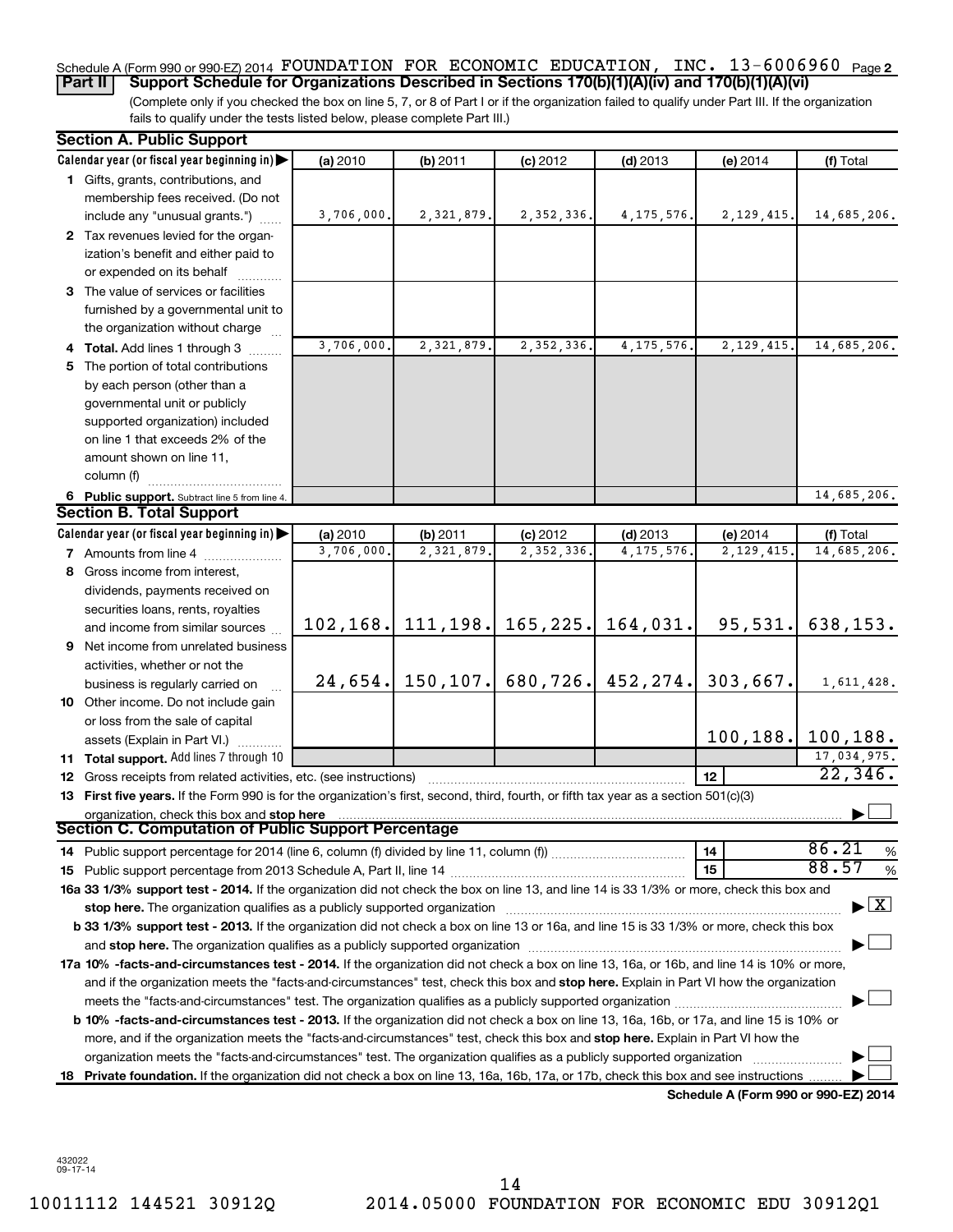Schedule A (Form 990 or 990-EZ) 2014 FOUNDATION FOR ECONOMIC EDUCATION, INC. 13-6006960 Page 2

**Part II Support Schedule for Organizations Described in Sections 170(b)(1)(A)(iv) and 170(b)(1)(A)(vi)**

(Complete only if you checked the box on line 5, 7, or 8 of Part I or if the organization failed to qualify under Part III. If the organization fails to qualify under the tests listed below, please complete Part III.)

## Section A. Public Support

| Calendar year (or fiscal year beginning in) ▶ | (a) 2010 | (b) 2011 | (c) 2012 | (d) 2013 | (e) 2014 | (f) Total |
|---|---|---|---|---|---|---|
| **1** Gifts, grants, contributions, and membership fees received. (Do not include any "unusual grants.") | 3,706,000. | 2,321,879. | 2,352,336. | 4,175,576. | 2,129,415. | 14,685,206. |
| **2** Tax revenues levied for the organization's benefit and either paid to or expended on its behalf | | | | | | |
| **3** The value of services or facilities furnished by a governmental unit to the organization without charge | | | | | | |
| **4 Total.** Add lines 1 through 3 | 3,706,000. | 2,321,879. | 2,352,336. | 4,175,576. | 2,129,415. | 14,685,206. |
| **5** The portion of total contributions by each person (other than a governmental unit or publicly supported organization) included on line 1 that exceeds 2% of the amount shown on line 11, column (f) | | | | | | |
| **6 Public support.** Subtract line 5 from line 4. | | | | | | 14,685,206. |

## Section B. Total Support

| Calendar year (or fiscal year beginning in) ▶ | (a) 2010 | (b) 2011 | (c) 2012 | (d) 2013 | (e) 2014 | (f) Total |
|---|---|---|---|---|---|---|
| **7** Amounts from line 4 | 3,706,000. | 2,321,879. | 2,352,336. | 4,175,576. | 2,129,415. | 14,685,206. |
| **8** Gross income from interest, dividends, payments received on securities loans, rents, royalties and income from similar sources | 102,168. | 111,198. | 165,225. | 164,031. | 95,531. | 638,153. |
| **9** Net income from unrelated business activities, whether or not the business is regularly carried on | 24,654. | 150,107. | 680,726. | 452,274. | 303,667. | 1,611,428. |
| **10** Other income. Do not include gain or loss from the sale of capital assets (Explain in Part VI.) | | | | | 100,188. | 100,188. |
| **11 Total support.** Add lines 7 through 10 | | | | | | 17,034,975. |

**12** Gross receipts from related activities, etc. (see instructions) — **12** 22,346.

**13 First five years.** If the Form 990 is for the organization's first, second, third, fourth, or fifth tax year as a section 501(c)(3) organization, check this box and **stop here** ▶ ☐

## Section C. Computation of Public Support Percentage

**14** Public support percentage for 2014 (line 6, column (f) divided by line 11, column (f)) — **14** 86.21 %

**15** Public support percentage from 2013 Schedule A, Part II, line 14 — **15** 88.57 %

**16a 33 1/3% support test - 2014.** If the organization did not check the box on line 13, and line 14 is 33 1/3% or more, check this box and **stop here.** The organization qualifies as a publicly supported organization ▶ ☒

**b 33 1/3% support test - 2013.** If the organization did not check a box on line 13 or 16a, and line 15 is 33 1/3% or more, check this box and **stop here.** The organization qualifies as a publicly supported organization ▶ ☐

**17a 10% -facts-and-circumstances test - 2014.** If the organization did not check a box on line 13, 16a, or 16b, and line 14 is 10% or more, and if the organization meets the "facts-and-circumstances" test, check this box and **stop here.** Explain in Part VI how the organization meets the "facts-and-circumstances" test. The organization qualifies as a publicly supported organization ▶ ☐

**b 10% -facts-and-circumstances test - 2013.** If the organization did not check a box on line 13, 16a, 16b, or 17a, and line 15 is 10% or more, and if the organization meets the "facts-and-circumstances" test, check this box and **stop here.** Explain in Part VI how the organization meets the "facts-and-circumstances" test. The organization qualifies as a publicly supported organization ▶ ☐

**18 Private foundation.** If the organization did not check a box on line 13, 16a, 16b, 17a, or 17b, check this box and see instructions ▶ ☐

**Schedule A (Form 990 or 990-EZ) 2014**

432022 09-17-14

10011112 144521 30912Q 2014.05000 FOUNDATION FOR ECONOMIC EDU 30912Q1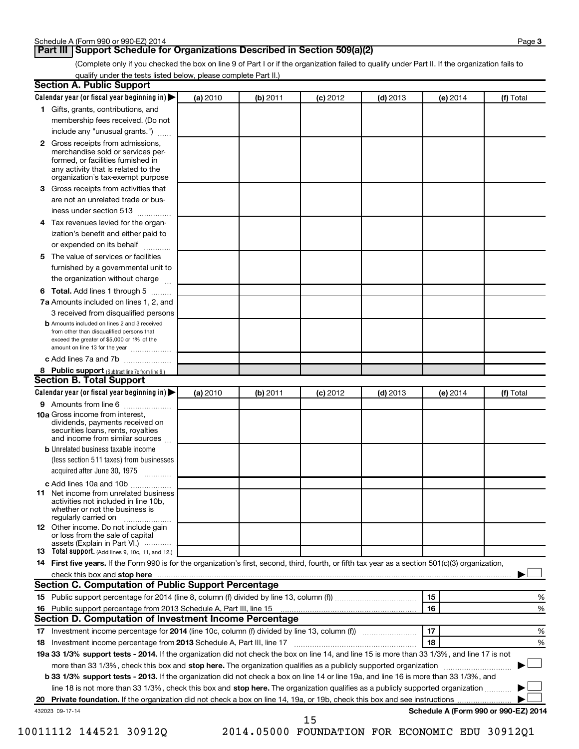## Part III Support Schedule for Organizations Described in Section 509(a)(2)

(Complete only if you checked the box on line 9 of Part I or if the organization failed to qualify under Part II. If the organization fails to qualify under the tests listed below, please complete Part II.)

### Section A. Public Support

| Calendar year (or fiscal year beginning in) ▶ | (a) 2010 | (b) 2011 | (c) 2012 | (d) 2013 | (e) 2014 | (f) Total |
|---|---|---|---|---|---|---|
| **1** Gifts, grants, contributions, and membership fees received. (Do not include any "unusual grants.") | | | | | | |
| **2** Gross receipts from admissions, merchandise sold or services performed, or facilities furnished in any activity that is related to the organization's tax-exempt purpose | | | | | | |
| **3** Gross receipts from activities that are not an unrelated trade or business under section 513 | | | | | | |
| **4** Tax revenues levied for the organization's benefit and either paid to or expended on its behalf | | | | | | |
| **5** The value of services or facilities furnished by a governmental unit to the organization without charge | | | | | | |
| **6 Total.** Add lines 1 through 5 | | | | | | |
| **7a** Amounts included on lines 1, 2, and 3 received from disqualified persons | | | | | | |
| **b** Amounts included on lines 2 and 3 received from other than disqualified persons that exceed the greater of $5,000 or 1% of the amount on line 13 for the year | | | | | | |
| **c** Add lines 7a and 7b | | | | | | |
| **8 Public support** (Subtract line 7c from line 6.) | | | | | | |

### Section B. Total Support

| Calendar year (or fiscal year beginning in) ▶ | (a) 2010 | (b) 2011 | (c) 2012 | (d) 2013 | (e) 2014 | (f) Total |
|---|---|---|---|---|---|---|
| **9** Amounts from line 6 | | | | | | |
| **10a** Gross income from interest, dividends, payments received on securities loans, rents, royalties and income from similar sources | | | | | | |
| **b** Unrelated business taxable income (less section 511 taxes) from businesses acquired after June 30, 1975 | | | | | | |
| **c** Add lines 10a and 10b | | | | | | |
| **11** Net income from unrelated business activities not included in line 10b, whether or not the business is regularly carried on | | | | | | |
| **12** Other income. Do not include gain or loss from the sale of capital assets (Explain in Part VI.) | | | | | | |
| **13 Total support.** (Add lines 9, 10c, 11, and 12.) | | | | | | |

**14 First five years.** If the Form 990 is for the organization's first, second, third, fourth, or fifth tax year as a section 501(c)(3) organization, check this box and **stop here** ▶ ☐

### Section C. Computation of Public Support Percentage

| | | | |
|---|---|---|---|
| **15** Public support percentage for 2014 (line 8, column (f) divided by line 13, column (f)) | 15 | | % |
| **16** Public support percentage from 2013 Schedule A, Part III, line 15 | 16 | | % |

### Section D. Computation of Investment Income Percentage

| | | | |
|---|---|---|---|
| **17** Investment income percentage for **2014** (line 10c, column (f) divided by line 13, column (f)) | 17 | | % |
| **18** Investment income percentage from **2013** Schedule A, Part III, line 17 | 18 | | % |

**19a 33 1/3% support tests - 2014.** If the organization did not check the box on line 14, and line 15 is more than 33 1/3%, and line 17 is not more than 33 1/3%, check this box and **stop here.** The organization qualifies as a publicly supported organization ▶ ☐

**b 33 1/3% support tests - 2013.** If the organization did not check a box on line 14 or line 19a, and line 16 is more than 33 1/3%, and line 18 is not more than 33 1/3%, check this box and **stop here.** The organization qualifies as a publicly supported organization ▶ ☐

**20 Private foundation.** If the organization did not check a box on line 14, 19a, or 19b, check this box and see instructions ▶ ☐

432023 09-17-14

**Schedule A (Form 990 or 990-EZ) 2014**

10011112 144521 30912Q 2014.05000 FOUNDATION FOR ECONOMIC EDU 30912Q1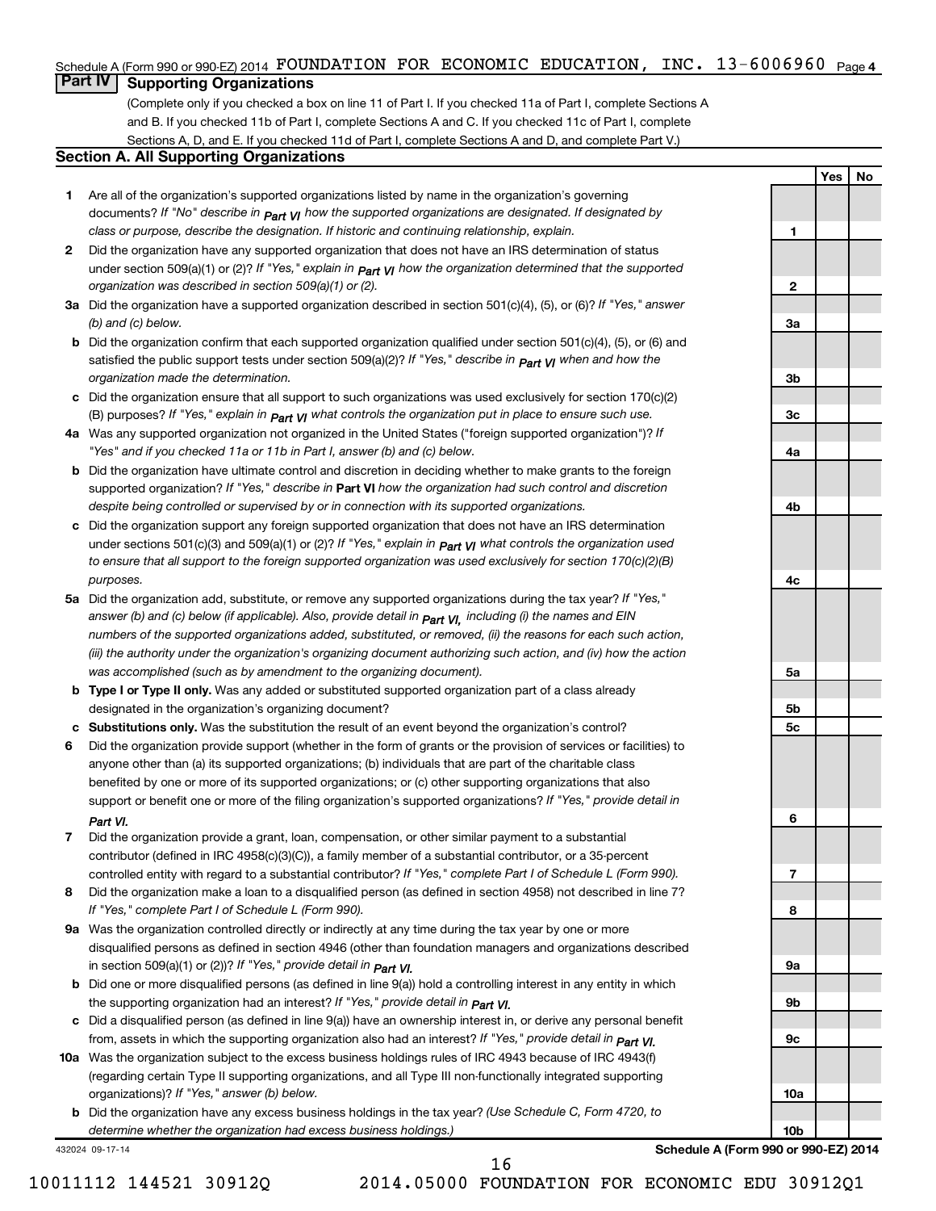Schedule A (Form 990 or 990-EZ) 2014 FOUNDATION FOR ECONOMIC EDUCATION, INC. 13-6006960 Page 4

## Part IV Supporting Organizations

(Complete only if you checked a box on line 11 of Part I. If you checked 11a of Part I, complete Sections A and B. If you checked 11b of Part I, complete Sections A and C. If you checked 11c of Part I, complete Sections A, D, and E. If you checked 11d of Part I, complete Sections A and D, and complete Part V.)

### Section A. All Supporting Organizations

| | | | Yes | No |
|---|---|---|---|---|
| **1** | Are all of the organization's supported organizations listed by name in the organization's governing documents? *If "No" describe in* ***Part VI*** *how the supported organizations are designated. If designated by class or purpose, describe the designation. If historic and continuing relationship, explain.* | **1** | | |
| **2** | Did the organization have any supported organization that does not have an IRS determination of status under section 509(a)(1) or (2)? *If "Yes," explain in* ***Part VI*** *how the organization determined that the supported organization was described in section 509(a)(1) or (2).* | **2** | | |
| **3a** | Did the organization have a supported organization described in section 501(c)(4), (5), or (6)? *If "Yes," answer (b) and (c) below.* | **3a** | | |
| **b** | Did the organization confirm that each supported organization qualified under section 501(c)(4), (5), or (6) and satisfied the public support tests under section 509(a)(2)? *If "Yes," describe in* ***Part VI*** *when and how the organization made the determination.* | **3b** | | |
| **c** | Did the organization ensure that all support to such organizations was used exclusively for section 170(c)(2)(B) purposes? *If "Yes," explain in* ***Part VI*** *what controls the organization put in place to ensure such use.* | **3c** | | |
| **4a** | Was any supported organization not organized in the United States ("foreign supported organization")? *If "Yes" and if you checked 11a or 11b in Part I, answer (b) and (c) below.* | **4a** | | |
| **b** | Did the organization have ultimate control and discretion in deciding whether to make grants to the foreign supported organization? *If "Yes," describe in* **Part VI** *how the organization had such control and discretion despite being controlled or supervised by or in connection with its supported organizations.* | **4b** | | |
| **c** | Did the organization support any foreign supported organization that does not have an IRS determination under sections 501(c)(3) and 509(a)(1) or (2)? *If "Yes," explain in* ***Part VI*** *what controls the organization used to ensure that all support to the foreign supported organization was used exclusively for section 170(c)(2)(B) purposes.* | **4c** | | |
| **5a** | Did the organization add, substitute, or remove any supported organizations during the tax year? *If "Yes," answer (b) and (c) below (if applicable). Also, provide detail in* ***Part VI,*** *including (i) the names and EIN numbers of the supported organizations added, substituted, or removed, (ii) the reasons for each such action, (iii) the authority under the organization's organizing document authorizing such action, and (iv) how the action was accomplished (such as by amendment to the organizing document).* | **5a** | | |
| **b** | **Type I or Type II only.** Was any added or substituted supported organization part of a class already designated in the organization's organizing document? | **5b** | | |
| **c** | **Substitutions only.** Was the substitution the result of an event beyond the organization's control? | **5c** | | |
| **6** | Did the organization provide support (whether in the form of grants or the provision of services or facilities) to anyone other than (a) its supported organizations; (b) individuals that are part of the charitable class benefited by one or more of its supported organizations; or (c) other supporting organizations that also support or benefit one or more of the filing organization's supported organizations? *If "Yes," provide detail in* ***Part VI.*** | **6** | | |
| **7** | Did the organization provide a grant, loan, compensation, or other similar payment to a substantial contributor (defined in IRC 4958(c)(3)(C)), a family member of a substantial contributor, or a 35-percent controlled entity with regard to a substantial contributor? *If "Yes," complete Part I of Schedule L (Form 990).* | **7** | | |
| **8** | Did the organization make a loan to a disqualified person (as defined in section 4958) not described in line 7? *If "Yes," complete Part I of Schedule L (Form 990).* | **8** | | |
| **9a** | Was the organization controlled directly or indirectly at any time during the tax year by one or more disqualified persons as defined in section 4946 (other than foundation managers and organizations described in section 509(a)(1) or (2))? *If "Yes," provide detail in* ***Part VI.*** | **9a** | | |
| **b** | Did one or more disqualified persons (as defined in line 9(a)) hold a controlling interest in any entity in which the supporting organization had an interest? *If "Yes," provide detail in* ***Part VI.*** | **9b** | | |
| **c** | Did a disqualified person (as defined in line 9(a)) have an ownership interest in, or derive any personal benefit from, assets in which the supporting organization also had an interest? *If "Yes," provide detail in* ***Part VI.*** | **9c** | | |
| **10a** | Was the organization subject to the excess business holdings rules of IRC 4943 because of IRC 4943(f) (regarding certain Type II supporting organizations, and all Type III non-functionally integrated supporting organizations)? *If "Yes," answer (b) below.* | **10a** | | |
| **b** | Did the organization have any excess business holdings in the tax year? *(Use Schedule C, Form 4720, to determine whether the organization had excess business holdings.)* | **10b** | | |

432024 09-17-14 **Schedule A (Form 990 or 990-EZ) 2014**

10011112 144521 30912Q 2014.05000 FOUNDATION FOR ECONOMIC EDU 30912Q1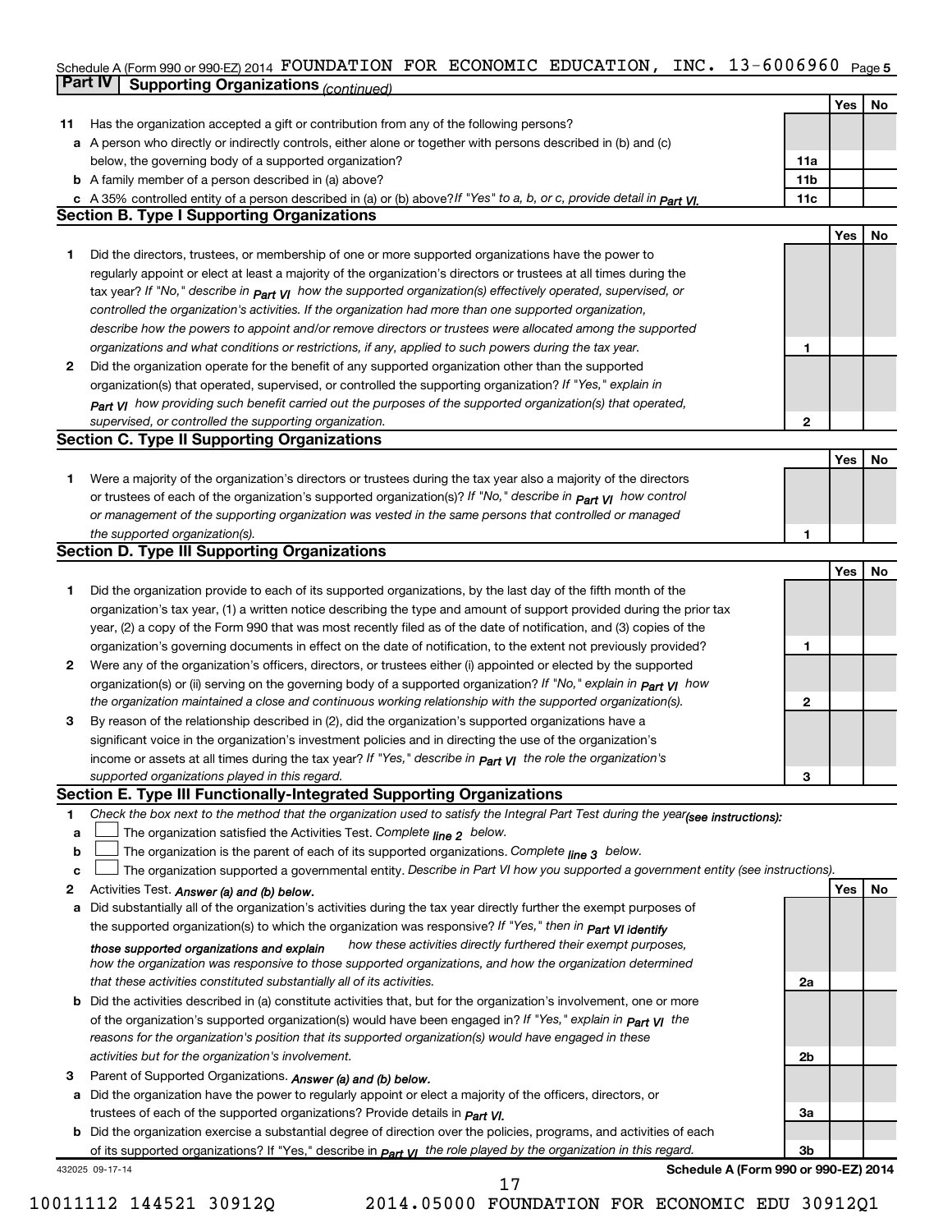Schedule A (Form 990 or 990-EZ) 2014 FOUNDATION FOR ECONOMIC EDUCATION, INC. 13-6006960 Page 5

## Part IV Supporting Organizations *(continued)*

| | | | Yes | No |
|---|---|---|---|---|
| **11** | Has the organization accepted a gift or contribution from any of the following persons? | | | |
| **a** | A person who directly or indirectly controls, either alone or together with persons described in (b) and (c) below, the governing body of a supported organization? | 11a | | |
| **b** | A family member of a person described in (a) above? | 11b | | |
| **c** | A 35% controlled entity of a person described in (a) or (b) above? *If "Yes" to a, b, or c, provide detail in Part VI.* | 11c | | |

### Section B. Type I Supporting Organizations

| | | | Yes | No |
|---|---|---|---|---|
| **1** | Did the directors, trustees, or membership of one or more supported organizations have the power to regularly appoint or elect at least a majority of the organization's directors or trustees at all times during the tax year? *If "No," describe in Part VI how the supported organization(s) effectively operated, supervised, or controlled the organization's activities. If the organization had more than one supported organization, describe how the powers to appoint and/or remove directors or trustees were allocated among the supported organizations and what conditions or restrictions, if any, applied to such powers during the tax year.* | 1 | | |
| **2** | Did the organization operate for the benefit of any supported organization other than the supported organization(s) that operated, supervised, or controlled the supporting organization? *If "Yes," explain in Part VI how providing such benefit carried out the purposes of the supported organization(s) that operated, supervised, or controlled the supporting organization.* | 2 | | |

### Section C. Type II Supporting Organizations

| | | | Yes | No |
|---|---|---|---|---|
| **1** | Were a majority of the organization's directors or trustees during the tax year also a majority of the directors or trustees of each of the organization's supported organization(s)? *If "No," describe in Part VI how control or management of the supporting organization was vested in the same persons that controlled or managed the supported organization(s).* | 1 | | |

### Section D. Type III Supporting Organizations

| | | | Yes | No |
|---|---|---|---|---|
| **1** | Did the organization provide to each of its supported organizations, by the last day of the fifth month of the organization's tax year, (1) a written notice describing the type and amount of support provided during the prior tax year, (2) a copy of the Form 990 that was most recently filed as of the date of notification, and (3) copies of the organization's governing documents in effect on the date of notification, to the extent not previously provided? | 1 | | |
| **2** | Were any of the organization's officers, directors, or trustees either (i) appointed or elected by the supported organization(s) or (ii) serving on the governing body of a supported organization? *If "No," explain in Part VI how the organization maintained a close and continuous working relationship with the supported organization(s).* | 2 | | |
| **3** | By reason of the relationship described in (2), did the organization's supported organizations have a significant voice in the organization's investment policies and in directing the use of the organization's income or assets at all times during the tax year? *If "Yes," describe in Part VI the role the organization's supported organizations played in this regard.* | 3 | | |

### Section E. Type III Functionally-Integrated Supporting Organizations

**1** *Check the box next to the method that the organization used to satisfy the Integral Part Test during the year (see instructions):*

**a** ☐ The organization satisfied the Activities Test. *Complete line 2 below.*

**b** ☐ The organization is the parent of each of its supported organizations. *Complete line 3 below.*

**c** ☐ The organization supported a governmental entity. *Describe in Part VI how you supported a government entity (see instructions).*

| | | | Yes | No |
|---|---|---|---|---|
| **2** | Activities Test. *Answer (a) and (b) below.* | | | |
| **a** | Did substantially all of the organization's activities during the tax year directly further the exempt purposes of the supported organization(s) to which the organization was responsive? *If "Yes," then in Part VI identify those supported organizations and explain how these activities directly furthered their exempt purposes, how the organization was responsive to those supported organizations, and how the organization determined that these activities constituted substantially all of its activities.* | 2a | | |
| **b** | Did the activities described in (a) constitute activities that, but for the organization's involvement, one or more of the organization's supported organization(s) would have been engaged in? *If "Yes," explain in Part VI the reasons for the organization's position that its supported organization(s) would have engaged in these activities but for the organization's involvement.* | 2b | | |
| **3** | Parent of Supported Organizations. *Answer (a) and (b) below.* | | | |
| **a** | Did the organization have the power to regularly appoint or elect a majority of the officers, directors, or trustees of each of the supported organizations? *Provide details in Part VI.* | 3a | | |
| **b** | Did the organization exercise a substantial degree of direction over the policies, programs, and activities of each of its supported organizations? If "Yes," describe in *Part VI the role played by the organization in this regard.* | 3b | | |

432025 09-17-14 **Schedule A (Form 990 or 990-EZ) 2014**

10011112 144521 30912Q 2014.05000 FOUNDATION FOR ECONOMIC EDU 30912Q1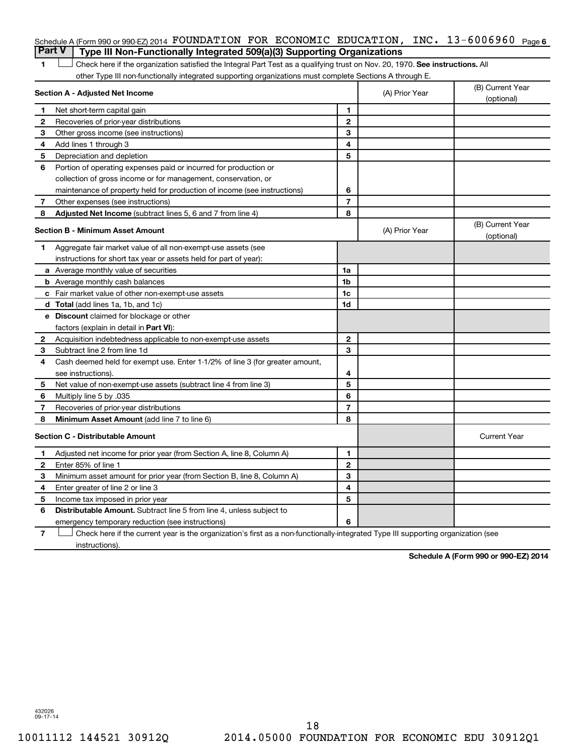Schedule A (Form 990 or 990-EZ) 2014 FOUNDATION FOR ECONOMIC EDUCATION, INC. 13-6006960 Page 6

## Part V Type III Non-Functionally Integrated 509(a)(3) Supporting Organizations

1 ☐ Check here if the organization satisfied the Integral Part Test as a qualifying trust on Nov. 20, 1970. **See instructions.** All other Type III non-functionally integrated supporting organizations must complete Sections A through E.

| **Section A - Adjusted Net Income** | | | (A) Prior Year | (B) Current Year (optional) |
|---|---|---|---|---|
| 1 | Net short-term capital gain | 1 | | |
| 2 | Recoveries of prior-year distributions | 2 | | |
| 3 | Other gross income (see instructions) | 3 | | |
| 4 | Add lines 1 through 3 | 4 | | |
| 5 | Depreciation and depletion | 5 | | |
| 6 | Portion of operating expenses paid or incurred for production or collection of gross income or for management, conservation, or maintenance of property held for production of income (see instructions) | 6 | | |
| 7 | Other expenses (see instructions) | 7 | | |
| 8 | **Adjusted Net Income** (subtract lines 5, 6 and 7 from line 4) | 8 | | |

| **Section B - Minimum Asset Amount** | | | (A) Prior Year | (B) Current Year (optional) |
|---|---|---|---|---|
| 1 | Aggregate fair market value of all non-exempt-use assets (see instructions for short tax year or assets held for part of year): | | | |
| a | Average monthly value of securities | 1a | | |
| b | Average monthly cash balances | 1b | | |
| c | Fair market value of other non-exempt-use assets | 1c | | |
| d | **Total** (add lines 1a, 1b, and 1c) | 1d | | |
| e | **Discount** claimed for blockage or other factors (explain in detail in **Part VI**): | | | |
| 2 | Acquisition indebtedness applicable to non-exempt-use assets | 2 | | |
| 3 | Subtract line 2 from line 1d | 3 | | |
| 4 | Cash deemed held for exempt use. Enter 1-1/2% of line 3 (for greater amount, see instructions). | 4 | | |
| 5 | Net value of non-exempt-use assets (subtract line 4 from line 3) | 5 | | |
| 6 | Multiply line 5 by .035 | 6 | | |
| 7 | Recoveries of prior-year distributions | 7 | | |
| 8 | **Minimum Asset Amount** (add line 7 to line 6) | 8 | | |

| **Section C - Distributable Amount** | | | | Current Year |
|---|---|---|---|---|
| 1 | Adjusted net income for prior year (from Section A, line 8, Column A) | 1 | | |
| 2 | Enter 85% of line 1 | 2 | | |
| 3 | Minimum asset amount for prior year (from Section B, line 8, Column A) | 3 | | |
| 4 | Enter greater of line 2 or line 3 | 4 | | |
| 5 | Income tax imposed in prior year | 5 | | |
| 6 | **Distributable Amount.** Subtract line 5 from line 4, unless subject to emergency temporary reduction (see instructions) | 6 | | |

7 ☐ Check here if the current year is the organization's first as a non-functionally-integrated Type III supporting organization (see instructions).

**Schedule A (Form 990 or 990-EZ) 2014**

432026 09-17-14

10011112 144521 30912Q 2014.05000 FOUNDATION FOR ECONOMIC EDU 30912Q1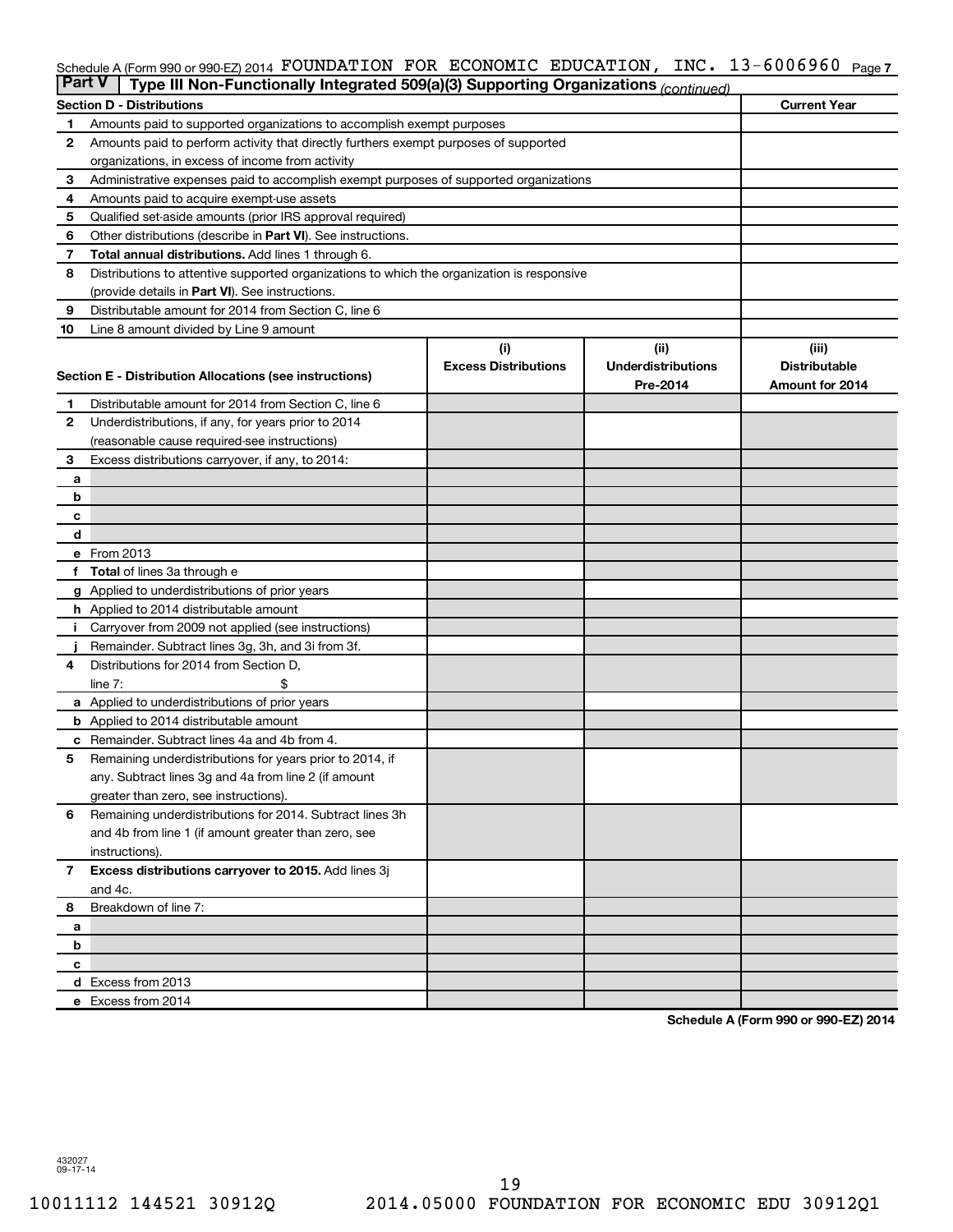Schedule A (Form 990 or 990-EZ) 2014 FOUNDATION FOR ECONOMIC EDUCATION, INC. 13-6006960 Page 7

## Part V Type III Non-Functionally Integrated 509(a)(3) Supporting Organizations *(continued)*

| Section D - Distributions | | Current Year |
|---|---|---|
| 1 | Amounts paid to supported organizations to accomplish exempt purposes | |
| 2 | Amounts paid to perform activity that directly furthers exempt purposes of supported organizations, in excess of income from activity | |
| 3 | Administrative expenses paid to accomplish exempt purposes of supported organizations | |
| 4 | Amounts paid to acquire exempt-use assets | |
| 5 | Qualified set-aside amounts (prior IRS approval required) | |
| 6 | Other distributions (describe in **Part VI**). See instructions. | |
| 7 | **Total annual distributions.** Add lines 1 through 6. | |
| 8 | Distributions to attentive supported organizations to which the organization is responsive (provide details in **Part VI**). See instructions. | |
| 9 | Distributable amount for 2014 from Section C, line 6 | |
| 10 | Line 8 amount divided by Line 9 amount | |

| Section E - Distribution Allocations (see instructions) | | (i) Excess Distributions | (ii) Underdistributions Pre-2014 | (iii) Distributable Amount for 2014 |
|---|---|---|---|---|
| 1 | Distributable amount for 2014 from Section C, line 6 | | | |
| 2 | Underdistributions, if any, for years prior to 2014 (reasonable cause required-see instructions) | | | |
| 3 | Excess distributions carryover, if any, to 2014: | | | |
| a | | | | |
| b | | | | |
| c | | | | |
| d | | | | |
| e | From 2013 | | | |
| f | **Total** of lines 3a through e | | | |
| g | Applied to underdistributions of prior years | | | |
| h | Applied to 2014 distributable amount | | | |
| i | Carryover from 2009 not applied (see instructions) | | | |
| j | Remainder. Subtract lines 3g, 3h, and 3i from 3f. | | | |
| 4 | Distributions for 2014 from Section D, line 7: $ | | | |
| a | Applied to underdistributions of prior years | | | |
| b | Applied to 2014 distributable amount | | | |
| c | Remainder. Subtract lines 4a and 4b from 4. | | | |
| 5 | Remaining underdistributions for years prior to 2014, if any. Subtract lines 3g and 4a from line 2 (if amount greater than zero, see instructions). | | | |
| 6 | Remaining underdistributions for 2014. Subtract lines 3h and 4b from line 1 (if amount greater than zero, see instructions). | | | |
| 7 | **Excess distributions carryover to 2015.** Add lines 3j and 4c. | | | |
| 8 | Breakdown of line 7: | | | |
| a | | | | |
| b | | | | |
| c | | | | |
| d | Excess from 2013 | | | |
| e | Excess from 2014 | | | |

**Schedule A (Form 990 or 990-EZ) 2014**

432027
09-17-14

10011112 144521 30912Q 2014.05000 FOUNDATION FOR ECONOMIC EDU 30912Q1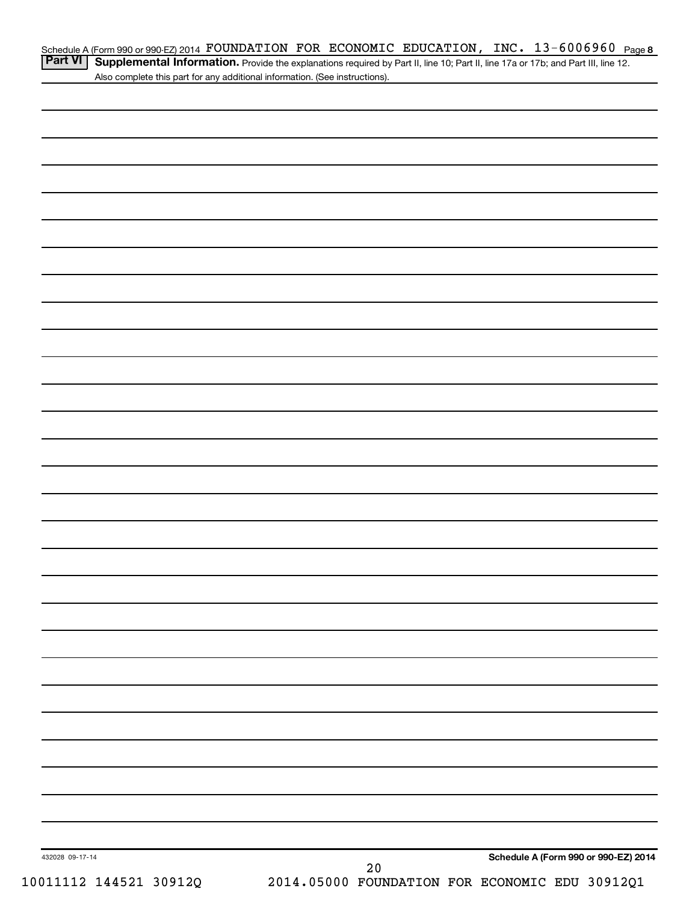Schedule A (Form 990 or 990-EZ) 2014 FOUNDATION FOR ECONOMIC EDUCATION, INC. 13-6006960 Page 8

**Part VI** **Supplemental Information.** Provide the explanations required by Part II, line 10; Part II, line 17a or 17b; and Part III, line 12. Also complete this part for any additional information. (See instructions).

432028 09-17-14

**Schedule A (Form 990 or 990-EZ) 2014**

10011112 144521 30912Q 2014.05000 FOUNDATION FOR ECONOMIC EDU 30912Q1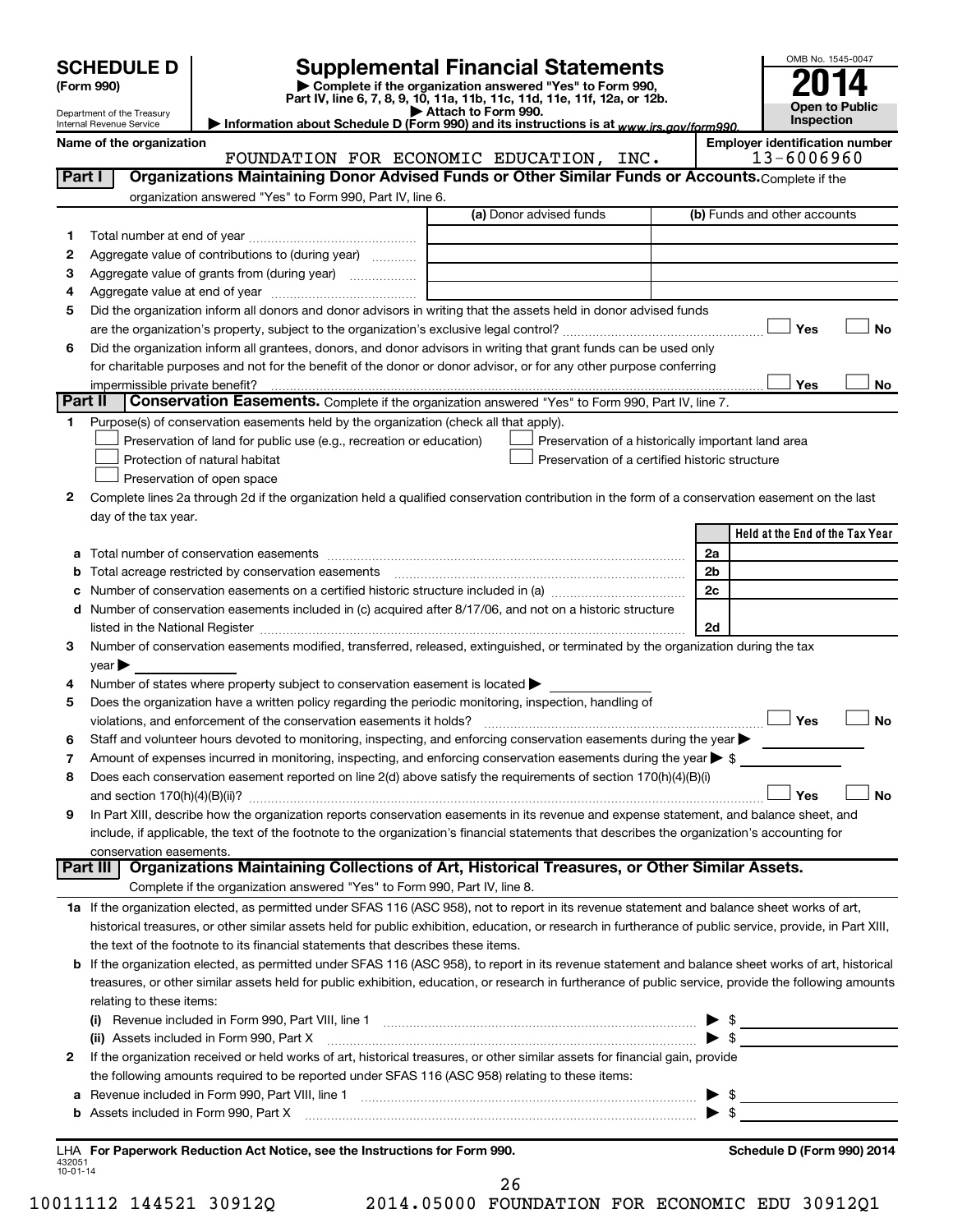# SCHEDULE D (Form 990)

Department of the Treasury
Internal Revenue Service

## Supplemental Financial Statements

▶ Complete if the organization answered "Yes" to Form 990, Part IV, line 6, 7, 8, 9, 10, 11a, 11b, 11c, 11d, 11e, 11f, 12a, or 12b.
▶ Attach to Form 990.
▶ Information about Schedule D (Form 990) and its instructions is at www.irs.gov/form990.

OMB No. 1545-0047
2014
Open to Public Inspection

**Name of the organization:** FOUNDATION FOR ECONOMIC EDUCATION, INC.
**Employer identification number:** 13-6006960

### Part I Organizations Maintaining Donor Advised Funds or Other Similar Funds or Accounts.
Complete if the organization answered "Yes" to Form 990, Part IV, line 6.

| | | (a) Donor advised funds | (b) Funds and other accounts |
|---|---|---|---|
| 1 | Total number at end of year | | |
| 2 | Aggregate value of contributions to (during year) | | |
| 3 | Aggregate value of grants from (during year) | | |
| 4 | Aggregate value at end of year | | |

5 Did the organization inform all donors and donor advisors in writing that the assets held in donor advised funds are the organization's property, subject to the organization's exclusive legal control? ☐ Yes ☐ No

6 Did the organization inform all grantees, donors, and donor advisors in writing that grant funds can be used only for charitable purposes and not for the benefit of the donor or donor advisor, or for any other purpose conferring impermissible private benefit? ☐ Yes ☐ No

### Part II Conservation Easements.
Complete if the organization answered "Yes" to Form 990, Part IV, line 7.

1 Purpose(s) of conservation easements held by the organization (check all that apply).
- ☐ Preservation of land for public use (e.g., recreation or education)
- ☐ Preservation of a historically important land area
- ☐ Protection of natural habitat
- ☐ Preservation of a certified historic structure
- ☐ Preservation of open space

2 Complete lines 2a through 2d if the organization held a qualified conservation contribution in the form of a conservation easement on the last day of the tax year.

| | | | Held at the End of the Tax Year |
|---|---|---|---|
| a | Total number of conservation easements | 2a | |
| b | Total acreage restricted by conservation easements | 2b | |
| c | Number of conservation easements on a certified historic structure included in (a) | 2c | |
| d | Number of conservation easements included in (c) acquired after 8/17/06, and not on a historic structure listed in the National Register | 2d | |

3 Number of conservation easements modified, transferred, released, extinguished, or terminated by the organization during the tax year ▶

4 Number of states where property subject to conservation easement is located ▶

5 Does the organization have a written policy regarding the periodic monitoring, inspection, handling of violations, and enforcement of the conservation easements it holds? ☐ Yes ☐ No

6 Staff and volunteer hours devoted to monitoring, inspecting, and enforcing conservation easements during the year ▶

7 Amount of expenses incurred in monitoring, inspecting, and enforcing conservation easements during the year ▶ $

8 Does each conservation easement reported on line 2(d) above satisfy the requirements of section 170(h)(4)(B)(i) and section 170(h)(4)(B)(ii)? ☐ Yes ☐ No

9 In Part XIII, describe how the organization reports conservation easements in its revenue and expense statement, and balance sheet, and include, if applicable, the text of the footnote to the organization's financial statements that describes the organization's accounting for conservation easements.

### Part III Organizations Maintaining Collections of Art, Historical Treasures, or Other Similar Assets.
Complete if the organization answered "Yes" to Form 990, Part IV, line 8.

1a If the organization elected, as permitted under SFAS 116 (ASC 958), not to report in its revenue statement and balance sheet works of art, historical treasures, or other similar assets held for public exhibition, education, or research in furtherance of public service, provide, in Part XIII, the text of the footnote to its financial statements that describes these items.

b If the organization elected, as permitted under SFAS 116 (ASC 958), to report in its revenue statement and balance sheet works of art, historical treasures, or other similar assets held for public exhibition, education, or research in furtherance of public service, provide the following amounts relating to these items:

(i) Revenue included in Form 990, Part VIII, line 1 ▶ $

(ii) Assets included in Form 990, Part X ▶ $

2 If the organization received or held works of art, historical treasures, or other similar assets for financial gain, provide the following amounts required to be reported under SFAS 116 (ASC 958) relating to these items:

a Revenue included in Form 990, Part VIII, line 1 ▶ $

b Assets included in Form 990, Part X ▶ $

LHA For Paperwork Reduction Act Notice, see the Instructions for Form 990. Schedule D (Form 990) 2014

432051 10-01-14

10011112 144521 30912Q 2014.05000 FOUNDATION FOR ECONOMIC EDU 30912Q1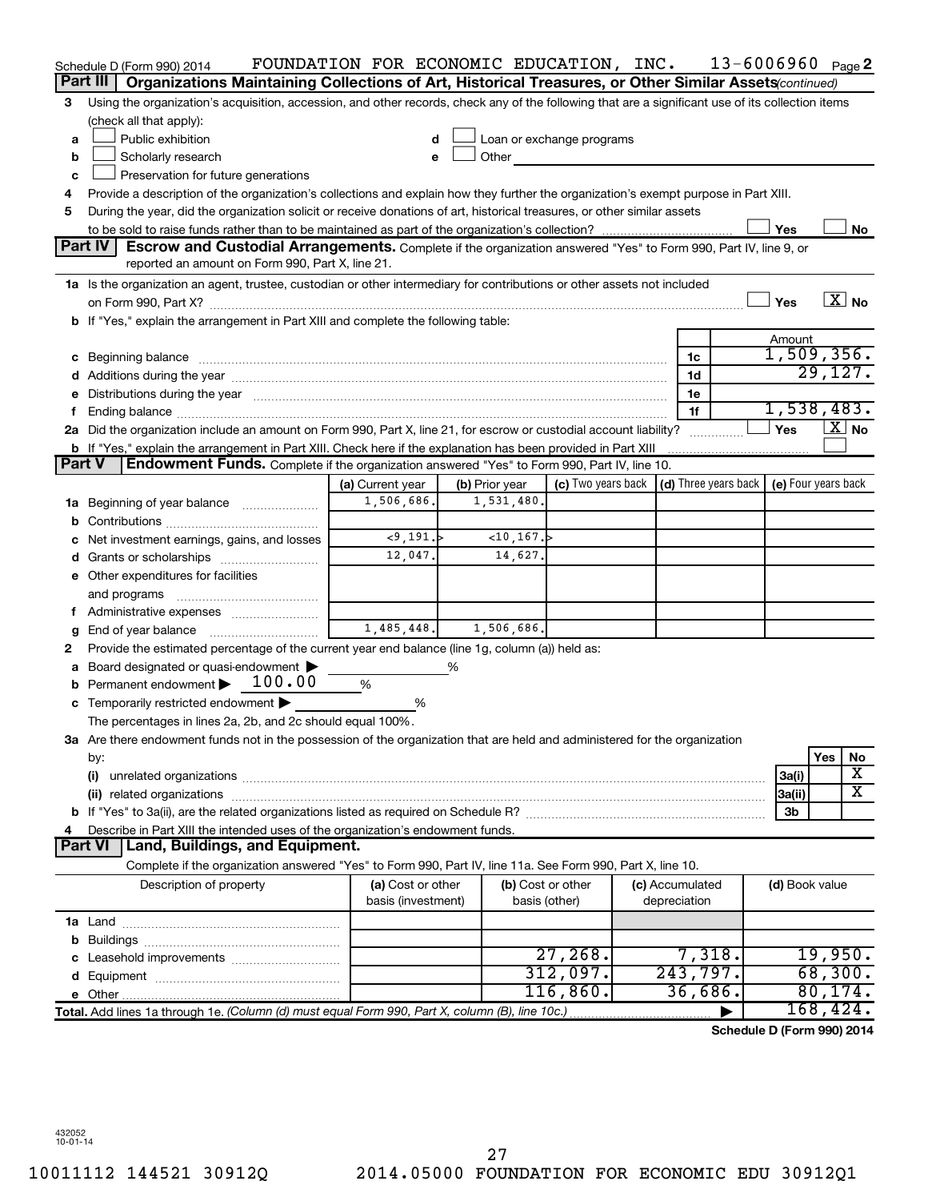Schedule D (Form 990) 2014 FOUNDATION FOR ECONOMIC EDUCATION, INC. 13-6006960 Page 2

## Part III Organizations Maintaining Collections of Art, Historical Treasures, or Other Similar Assets *(continued)*

3 Using the organization's acquisition, accession, and other records, check any of the following that are a significant use of its collection items (check all that apply):

- a ☐ Public exhibition
- b ☐ Scholarly research
- c ☐ Preservation for future generations
- d ☐ Loan or exchange programs
- e ☐ Other

4 Provide a description of the organization's collections and explain how they further the organization's exempt purpose in Part XIII.

5 During the year, did the organization solicit or receive donations of art, historical treasures, or other similar assets to be sold to raise funds rather than to be maintained as part of the organization's collection? ☐ Yes ☐ No

## Part IV Escrow and Custodial Arrangements.

Complete if the organization answered "Yes" to Form 990, Part IV, line 9, or reported an amount on Form 990, Part X, line 21.

1a Is the organization an agent, trustee, custodian or other intermediary for contributions or other assets not included on Form 990, Part X? ☐ Yes ☒ No

b If "Yes," explain the arrangement in Part XIII and complete the following table:

| | | Amount |
|---|---|---|
| c Beginning balance | 1c | 1,509,356. |
| d Additions during the year | 1d | 29,127. |
| e Distributions during the year | 1e | |
| f Ending balance | 1f | 1,538,483. |

2a Did the organization include an amount on Form 990, Part X, line 21, for escrow or custodial account liability? ☐ Yes ☒ No

b If "Yes," explain the arrangement in Part XIII. Check here if the explanation has been provided in Part XIII ☐

## Part V Endowment Funds.

Complete if the organization answered "Yes" to Form 990, Part IV, line 10.

| | (a) Current year | (b) Prior year | (c) Two years back | (d) Three years back | (e) Four years back |
|---|---|---|---|---|---|
| 1a Beginning of year balance | 1,506,686. | 1,531,480. | | | |
| b Contributions | | | | | |
| c Net investment earnings, gains, and losses | <9,191.> | <10,167.> | | | |
| d Grants or scholarships | 12,047. | 14,627. | | | |
| e Other expenditures for facilities and programs | | | | | |
| f Administrative expenses | | | | | |
| g End of year balance | 1,485,448. | 1,506,686. | | | |

2 Provide the estimated percentage of the current year end balance (line 1g, column (a)) held as:

- a Board designated or quasi-endowment ▶ ______ %
- b Permanent endowment ▶ 100.00 %
- c Temporarily restricted endowment ▶ ______ %

The percentages in lines 2a, 2b, and 2c should equal 100%.

3a Are there endowment funds not in the possession of the organization that are held and administered for the organization by:

| | | Yes | No |
|---|---|---|---|
| (i) unrelated organizations | 3a(i) | | X |
| (ii) related organizations | 3a(ii) | | X |
| b If "Yes" to 3a(ii), are the related organizations listed as required on Schedule R? | 3b | | |

4 Describe in Part XIII the intended uses of the organization's endowment funds.

## Part VI Land, Buildings, and Equipment.

Complete if the organization answered "Yes" to Form 990, Part IV, line 11a. See Form 990, Part X, line 10.

| Description of property | (a) Cost or other basis (investment) | (b) Cost or other basis (other) | (c) Accumulated depreciation | (d) Book value |
|---|---|---|---|---|
| 1a Land | | | | |
| b Buildings | | | | |
| c Leasehold improvements | | 27,268. | 7,318. | 19,950. |
| d Equipment | | 312,097. | 243,797. | 68,300. |
| e Other | | 116,860. | 36,686. | 80,174. |
| **Total.** Add lines 1a through 1e. *(Column (d) must equal Form 990, Part X, column (B), line 10c.)* | | | ▶ | 168,424. |

**Schedule D (Form 990) 2014**

432052 10-01-14

10011112 144521 30912Q 2014.05000 FOUNDATION FOR ECONOMIC EDU 30912Q1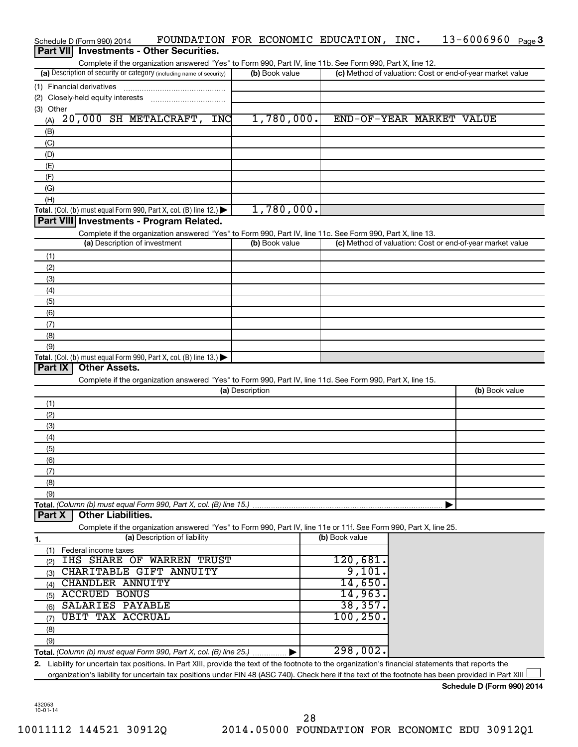Schedule D (Form 990) 2014 FOUNDATION FOR ECONOMIC EDUCATION, INC. 13-6006960 Page 3

## Part VII Investments - Other Securities.

Complete if the organization answered "Yes" to Form 990, Part IV, line 11b. See Form 990, Part X, line 12.

| (a) Description of security or category (including name of security) | (b) Book value | (c) Method of valuation: Cost or end-of-year market value |
|---|---|---|
| (1) Financial derivatives | | |
| (2) Closely-held equity interests | | |
| (3) Other | | |
| (A) 20,000 SH METALCRAFT, INC | 1,780,000. | END-OF-YEAR MARKET VALUE |
| (B) | | |
| (C) | | |
| (D) | | |
| (E) | | |
| (F) | | |
| (G) | | |
| (H) | | |
| **Total.** (Col. (b) must equal Form 990, Part X, col. (B) line 12.) ▶ | 1,780,000. | |

## Part VIII Investments - Program Related.

Complete if the organization answered "Yes" to Form 990, Part IV, line 11c. See Form 990, Part X, line 13.

| (a) Description of investment | (b) Book value | (c) Method of valuation: Cost or end-of-year market value |
|---|---|---|
| (1) | | |
| (2) | | |
| (3) | | |
| (4) | | |
| (5) | | |
| (6) | | |
| (7) | | |
| (8) | | |
| (9) | | |
| **Total.** (Col. (b) must equal Form 990, Part X, col. (B) line 13.) ▶ | | |

## Part IX Other Assets.

Complete if the organization answered "Yes" to Form 990, Part IV, line 11d. See Form 990, Part X, line 15.

| (a) Description | (b) Book value |
|---|---|
| (1) | |
| (2) | |
| (3) | |
| (4) | |
| (5) | |
| (6) | |
| (7) | |
| (8) | |
| (9) | |
| **Total.** *(Column (b) must equal Form 990, Part X, col. (B) line 15.)* ▶ | |

## Part X Other Liabilities.

Complete if the organization answered "Yes" to Form 990, Part IV, line 11e or 11f. See Form 990, Part X, line 25.

| 1. (a) Description of liability | (b) Book value |
|---|---|
| (1) Federal income taxes | |
| (2) IHS SHARE OF WARREN TRUST | 120,681. |
| (3) CHARITABLE GIFT ANNUITY | 9,101. |
| (4) CHANDLER ANNUITY | 14,650. |
| (5) ACCRUED BONUS | 14,963. |
| (6) SALARIES PAYABLE | 38,357. |
| (7) UBIT TAX ACCRUAL | 100,250. |
| (8) | |
| (9) | |
| **Total.** *(Column (b) must equal Form 990, Part X, col. (B) line 25.)* ▶ | 298,002. |

**2.** Liability for uncertain tax positions. In Part XIII, provide the text of the footnote to the organization's financial statements that reports the organization's liability for uncertain tax positions under FIN 48 (ASC 740). Check here if the text of the footnote has been provided in Part XIII ☐

**Schedule D (Form 990) 2014**

432053 10-01-14

10011112 144521 30912Q 2014.05000 FOUNDATION FOR ECONOMIC EDU 30912Q1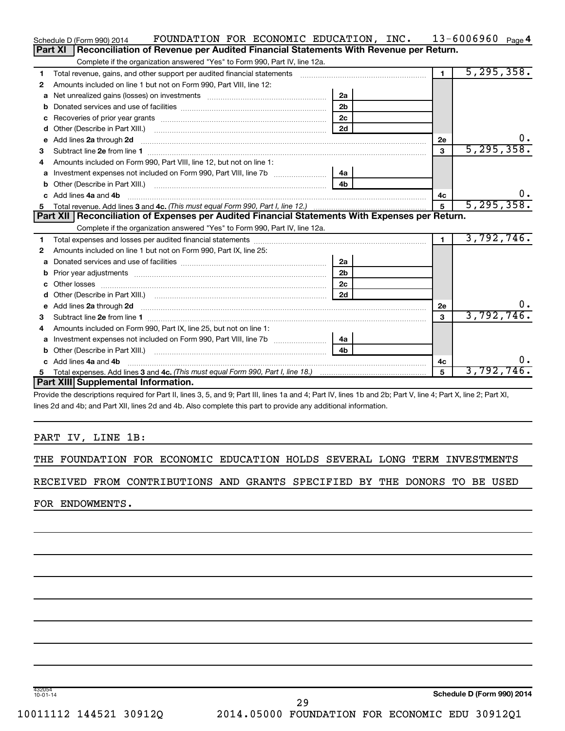Schedule D (Form 990) 2014 FOUNDATION FOR ECONOMIC EDUCATION, INC. 13-6006960 Page 4

## Part XI Reconciliation of Revenue per Audited Financial Statements With Revenue per Return.

Complete if the organization answered "Yes" to Form 990, Part IV, line 12a.

| | | | | | |
|---|---|---|---|---|---|
| 1 | Total revenue, gains, and other support per audited financial statements | | | 1 | 5,295,358. |
| 2 | Amounts included on line 1 but not on Form 990, Part VIII, line 12: | | | | |
| a | Net unrealized gains (losses) on investments | 2a | | | |
| b | Donated services and use of facilities | 2b | | | |
| c | Recoveries of prior year grants | 2c | | | |
| d | Other (Describe in Part XIII.) | 2d | | | |
| e | Add lines 2a through 2d | | | 2e | 0. |
| 3 | Subtract line 2e from line 1 | | | 3 | 5,295,358. |
| 4 | Amounts included on Form 990, Part VIII, line 12, but not on line 1: | | | | |
| a | Investment expenses not included on Form 990, Part VIII, line 7b | 4a | | | |
| b | Other (Describe in Part XIII.) | 4b | | | |
| c | Add lines 4a and 4b | | | 4c | 0. |
| 5 | Total revenue. Add lines 3 and 4c. *(This must equal Form 990, Part I, line 12.)* | | | 5 | 5,295,358. |

## Part XII Reconciliation of Expenses per Audited Financial Statements With Expenses per Return.

Complete if the organization answered "Yes" to Form 990, Part IV, line 12a.

| | | | | | |
|---|---|---|---|---|---|
| 1 | Total expenses and losses per audited financial statements | | | 1 | 3,792,746. |
| 2 | Amounts included on line 1 but not on Form 990, Part IX, line 25: | | | | |
| a | Donated services and use of facilities | 2a | | | |
| b | Prior year adjustments | 2b | | | |
| c | Other losses | 2c | | | |
| d | Other (Describe in Part XIII.) | 2d | | | |
| e | Add lines 2a through 2d | | | 2e | 0. |
| 3 | Subtract line 2e from line 1 | | | 3 | 3,792,746. |
| 4 | Amounts included on Form 990, Part IX, line 25, but not on line 1: | | | | |
| a | Investment expenses not included on Form 990, Part VIII, line 7b | 4a | | | |
| b | Other (Describe in Part XIII.) | 4b | | | |
| c | Add lines 4a and 4b | | | 4c | 0. |
| 5 | Total expenses. Add lines 3 and 4c. *(This must equal Form 990, Part I, line 18.)* | | | 5 | 3,792,746. |

## Part XIII Supplemental Information.

Provide the descriptions required for Part II, lines 3, 5, and 9; Part III, lines 1a and 4; Part IV, lines 1b and 2b; Part V, line 4; Part X, line 2; Part XI, lines 2d and 4b; and Part XII, lines 2d and 4b. Also complete this part to provide any additional information.

PART IV, LINE 1B:

THE FOUNDATION FOR ECONOMIC EDUCATION HOLDS SEVERAL LONG TERM INVESTMENTS RECEIVED FROM CONTRIBUTIONS AND GRANTS SPECIFIED BY THE DONORS TO BE USED FOR ENDOWMENTS.

432054 10-01-14

**Schedule D (Form 990) 2014**

10011112 144521 30912Q 2014.05000 FOUNDATION FOR ECONOMIC EDU 30912Q1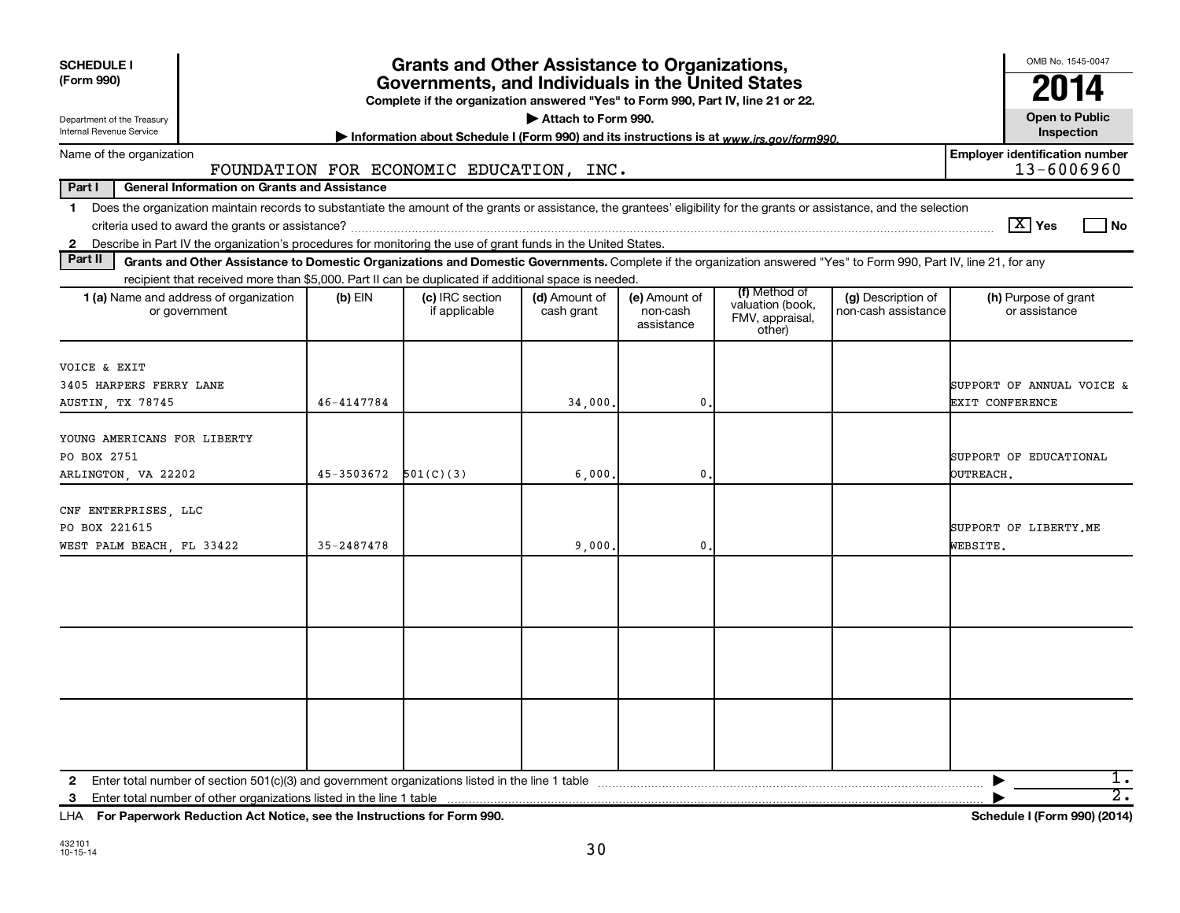**SCHEDULE I (Form 990)**

Department of the Treasury
Internal Revenue Service

# Grants and Other Assistance to Organizations, Governments, and Individuals in the United States

**Complete if the organization answered "Yes" to Form 990, Part IV, line 21 or 22.**

▶ **Attach to Form 990.**

▶ **Information about Schedule I (Form 990) and its instructions is at** *www.irs.gov/form990.*

OMB No. 1545-0047

**2014**

**Open to Public Inspection**

Name of the organization: FOUNDATION FOR ECONOMIC EDUCATION, INC.

**Employer identification number:** 13-6006960

**Part I — General Information on Grants and Assistance**

1 Does the organization maintain records to substantiate the amount of the grants or assistance, the grantees' eligibility for the grants or assistance, and the selection criteria used to award the grants or assistance? [X] Yes [ ] No

2 Describe in Part IV the organization's procedures for monitoring the use of grant funds in the United States.

**Part II — Grants and Other Assistance to Domestic Organizations and Domestic Governments.** Complete if the organization answered "Yes" to Form 990, Part IV, line 21, for any recipient that received more than $5,000. Part II can be duplicated if additional space is needed.

| 1 (a) Name and address of organization or government | (b) EIN | (c) IRC section if applicable | (d) Amount of cash grant | (e) Amount of non-cash assistance | (f) Method of valuation (book, FMV, appraisal, other) | (g) Description of non-cash assistance | (h) Purpose of grant or assistance |
|---|---|---|---|---|---|---|---|
| VOICE & EXIT<br>3405 HARPERS FERRY LANE<br>AUSTIN, TX 78745 | 46-4147784 | | 34,000. | 0. | | | SUPPORT OF ANNUAL VOICE & EXIT CONFERENCE |
| YOUNG AMERICANS FOR LIBERTY<br>PO BOX 2751<br>ARLINGTON, VA 22202 | 45-3503672 | 501(C)(3) | 6,000. | 0. | | | SUPPORT OF EDUCATIONAL OUTREACH. |
| CNF ENTERPRISES, LLC<br>PO BOX 221615<br>WEST PALM BEACH, FL 33422 | 35-2487478 | | 9,000. | 0. | | | SUPPORT OF LIBERTY.ME WEBSITE. |
| | | | | | | | |
| | | | | | | | |
| | | | | | | | |

2 Enter total number of section 501(c)(3) and government organizations listed in the line 1 table ▶ 1.

3 Enter total number of other organizations listed in the line 1 table ▶ 2.

LHA **For Paperwork Reduction Act Notice, see the Instructions for Form 990.** **Schedule I (Form 990) (2014)**

432101
10-15-14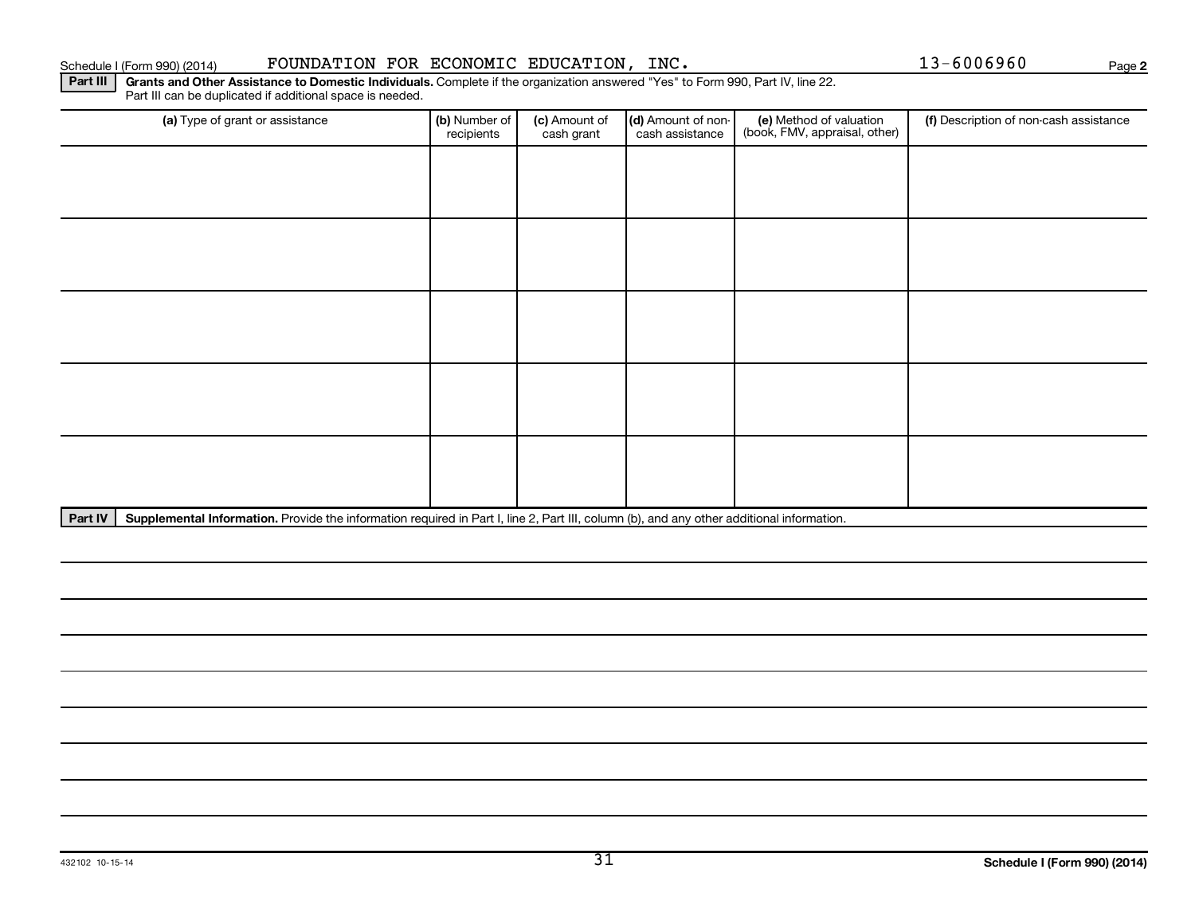Schedule I (Form 990) (2014) FOUNDATION FOR ECONOMIC EDUCATION, INC. 13-6006960 Page **2**

**Part III** **Grants and Other Assistance to Domestic Individuals.** Complete if the organization answered "Yes" to Form 990, Part IV, line 22. Part III can be duplicated if additional space is needed.

| (a) Type of grant or assistance | (b) Number of recipients | (c) Amount of cash grant | (d) Amount of non-cash assistance | (e) Method of valuation (book, FMV, appraisal, other) | (f) Description of non-cash assistance |
|---|---|---|---|---|---|
| | | | | | |
| | | | | | |
| | | | | | |
| | | | | | |
| | | | | | |

**Part IV** **Supplemental Information.** Provide the information required in Part I, line 2, Part III, column (b), and any other additional information.

432102 10-15-14

Schedule I (Form 990) (2014)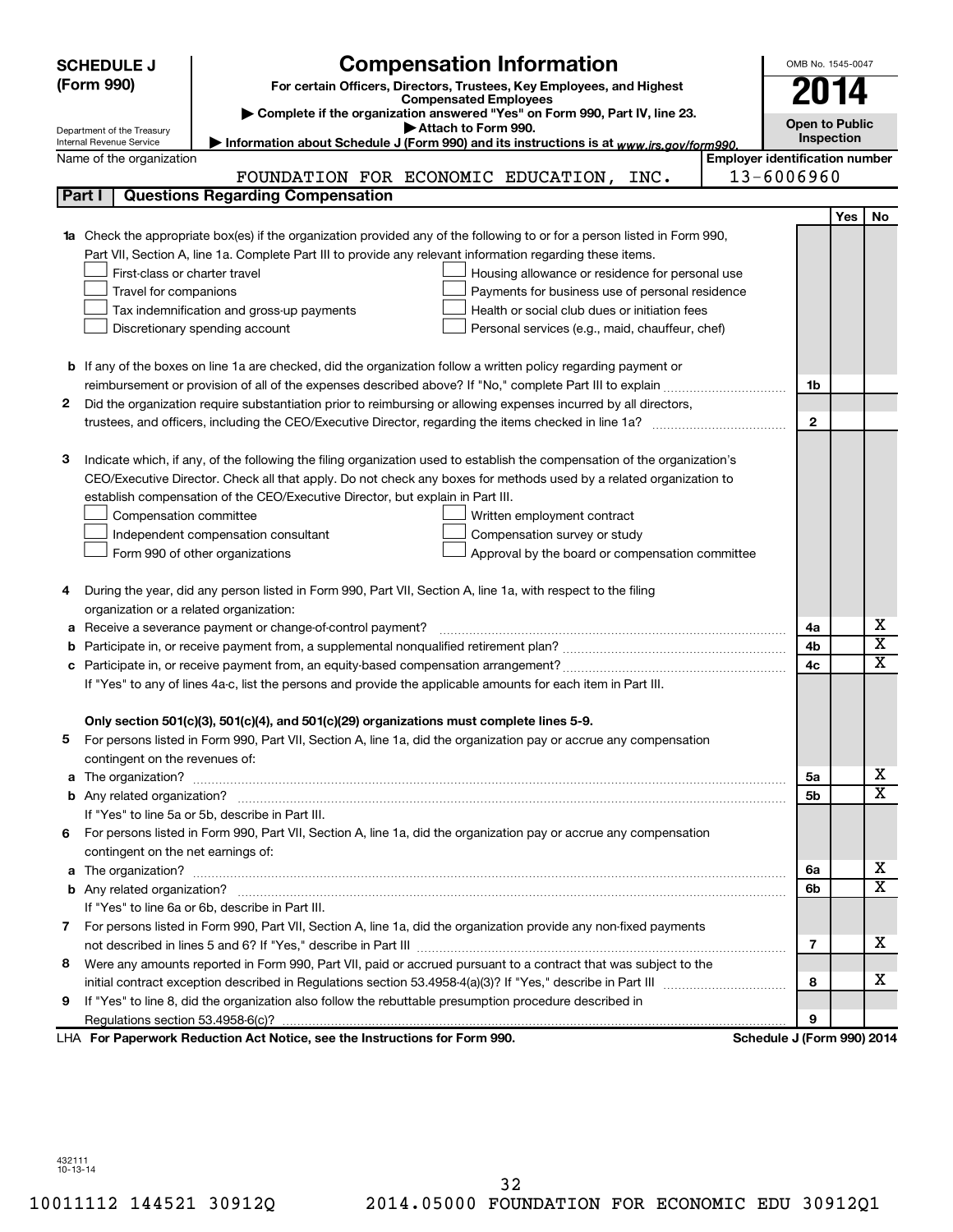**SCHEDULE J (Form 990)**

Department of the Treasury
Internal Revenue Service

# Compensation Information

**For certain Officers, Directors, Trustees, Key Employees, and Highest Compensated Employees**

▶ Complete if the organization answered "Yes" on Form 990, Part IV, line 23.
▶ Attach to Form 990.
▶ Information about Schedule J (Form 990) and its instructions is at www.irs.gov/form990.

OMB No. 1545-0047

**2014**

**Open to Public Inspection**

Name of the organization: FOUNDATION FOR ECONOMIC EDUCATION, INC.

Employer identification number: 13-6006960

## Part I Questions Regarding Compensation

| | | Line | Yes | No |
|---|---|---|---|---|
| **1a** | Check the appropriate box(es) if the organization provided any of the following to or for a person listed in Form 990, Part VII, Section A, line 1a. Complete Part III to provide any relevant information regarding these items.<br>☐ First-class or charter travel ☐ Housing allowance or residence for personal use<br>☐ Travel for companions ☐ Payments for business use of personal residence<br>☐ Tax indemnification and gross-up payments ☐ Health or social club dues or initiation fees<br>☐ Discretionary spending account ☐ Personal services (e.g., maid, chauffeur, chef) | | | |
| **b** | If any of the boxes on line 1a are checked, did the organization follow a written policy regarding payment or reimbursement or provision of all of the expenses described above? If "No," complete Part III to explain | 1b | | |
| **2** | Did the organization require substantiation prior to reimbursing or allowing expenses incurred by all directors, trustees, and officers, including the CEO/Executive Director, regarding the items checked in line 1a? | 2 | | |
| **3** | Indicate which, if any, of the following the filing organization used to establish the compensation of the organization's CEO/Executive Director. Check all that apply. Do not check any boxes for methods used by a related organization to establish compensation of the CEO/Executive Director, but explain in Part III.<br>☐ Compensation committee ☐ Written employment contract<br>☐ Independent compensation consultant ☐ Compensation survey or study<br>☐ Form 990 of other organizations ☐ Approval by the board or compensation committee | | | |
| **4** | During the year, did any person listed in Form 990, Part VII, Section A, line 1a, with respect to the filing organization or a related organization: | | | |
| **a** | Receive a severance payment or change-of-control payment? | 4a | | X |
| **b** | Participate in, or receive payment from, a supplemental nonqualified retirement plan? | 4b | | X |
| **c** | Participate in, or receive payment from, an equity-based compensation arrangement? | 4c | | X |
| | If "Yes" to any of lines 4a-c, list the persons and provide the applicable amounts for each item in Part III. | | | |
| | **Only section 501(c)(3), 501(c)(4), and 501(c)(29) organizations must complete lines 5-9.** | | | |
| **5** | For persons listed in Form 990, Part VII, Section A, line 1a, did the organization pay or accrue any compensation contingent on the revenues of: | | | |
| **a** | The organization? | 5a | | X |
| **b** | Any related organization? | 5b | | X |
| | If "Yes" to line 5a or 5b, describe in Part III. | | | |
| **6** | For persons listed in Form 990, Part VII, Section A, line 1a, did the organization pay or accrue any compensation contingent on the net earnings of: | | | |
| **a** | The organization? | 6a | | X |
| **b** | Any related organization? | 6b | | X |
| | If "Yes" to line 6a or 6b, describe in Part III. | | | |
| **7** | For persons listed in Form 990, Part VII, Section A, line 1a, did the organization provide any non-fixed payments not described in lines 5 and 6? If "Yes," describe in Part III | 7 | | X |
| **8** | Were any amounts reported in Form 990, Part VII, paid or accrued pursuant to a contract that was subject to the initial contract exception described in Regulations section 53.4958-4(a)(3)? If "Yes," describe in Part III | 8 | | X |
| **9** | If "Yes" to line 8, did the organization also follow the rebuttable presumption procedure described in Regulations section 53.4958-6(c)? | 9 | | |

LHA **For Paperwork Reduction Act Notice, see the Instructions for Form 990.** **Schedule J (Form 990) 2014**

432111
10-13-14

10011112 144521 30912Q 2014.05000 FOUNDATION FOR ECONOMIC EDU 30912Q1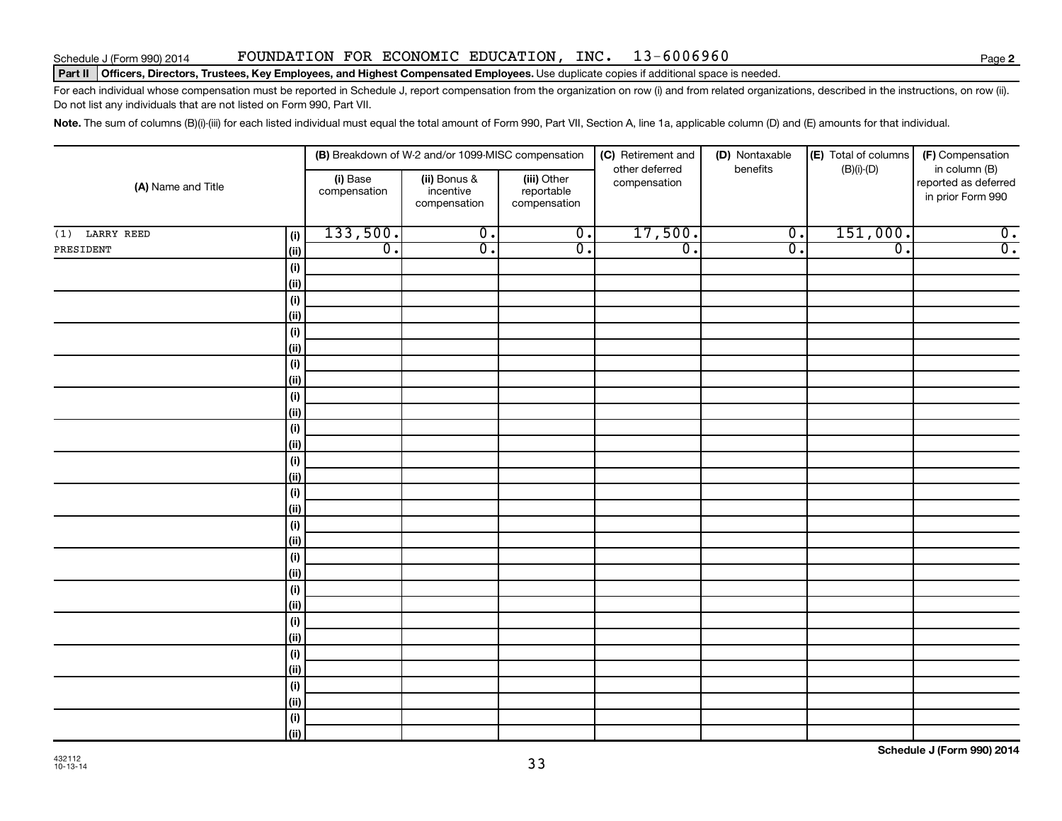Schedule J (Form 990) 2014 FOUNDATION FOR ECONOMIC EDUCATION, INC. 13-6006960

**Part II Officers, Directors, Trustees, Key Employees, and Highest Compensated Employees.** Use duplicate copies if additional space is needed.

For each individual whose compensation must be reported in Schedule J, report compensation from the organization on row (i) and from related organizations, described in the instructions, on row (ii). Do not list any individuals that are not listed on Form 990, Part VII.

**Note.** The sum of columns (B)(i)-(iii) for each listed individual must equal the total amount of Form 990, Part VII, Section A, line 1a, applicable column (D) and (E) amounts for that individual.

| (A) Name and Title | | (B) Breakdown of W-2 and/or 1099-MISC compensation | | | (C) Retirement and other deferred compensation | (D) Nontaxable benefits | (E) Total of columns (B)(i)-(D) | (F) Compensation in column (B) reported as deferred in prior Form 990 |
|---|---|---|---|---|---|---|---|---|
| | | (i) Base compensation | (ii) Bonus & incentive compensation | (iii) Other reportable compensation | | | | |
| (1) LARRY REED | (i) | 133,500. | 0. | 0. | 17,500. | 0. | 151,000. | 0. |
| PRESIDENT | (ii) | 0. | 0. | 0. | 0. | 0. | 0. | 0. |

Schedule J (Form 990) 2014

432112
10-13-14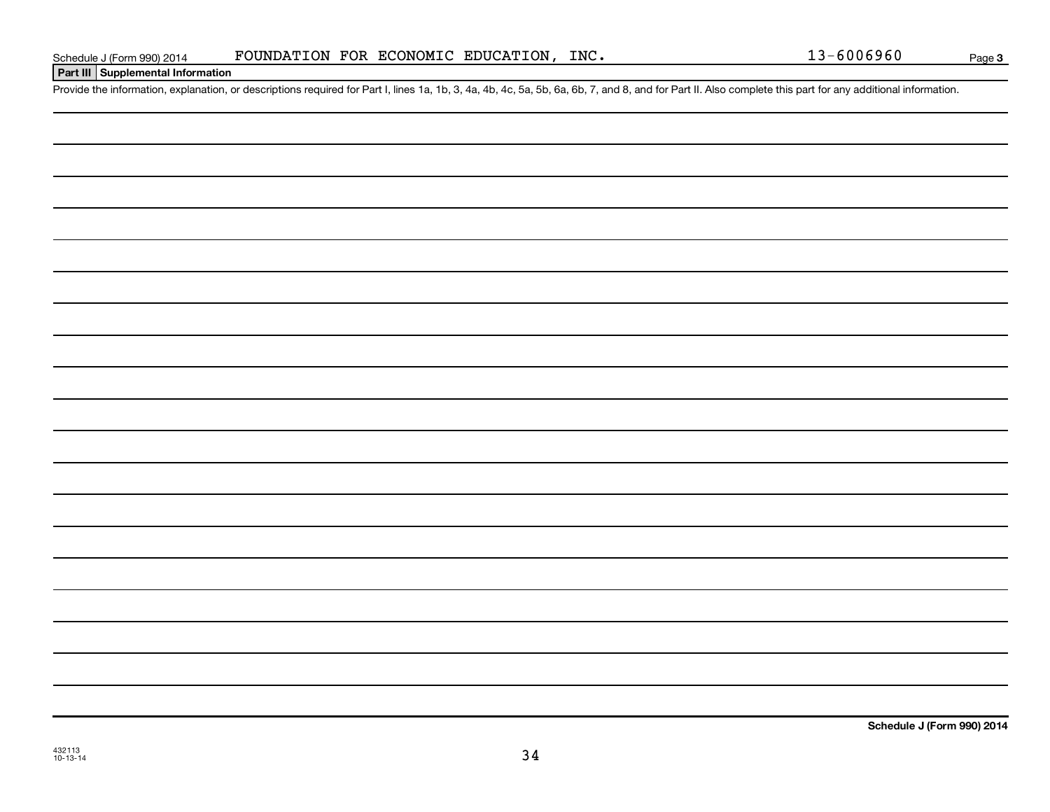Schedule J (Form 990) 2014 FOUNDATION FOR ECONOMIC EDUCATION, INC. 13-6006960

**Part III Supplemental Information**

Provide the information, explanation, or descriptions required for Part I, lines 1a, 1b, 3, 4a, 4b, 4c, 5a, 5b, 6a, 6b, 7, and 8, and for Part II. Also complete this part for any additional information.

**Schedule J (Form 990) 2014**

432113
10-13-14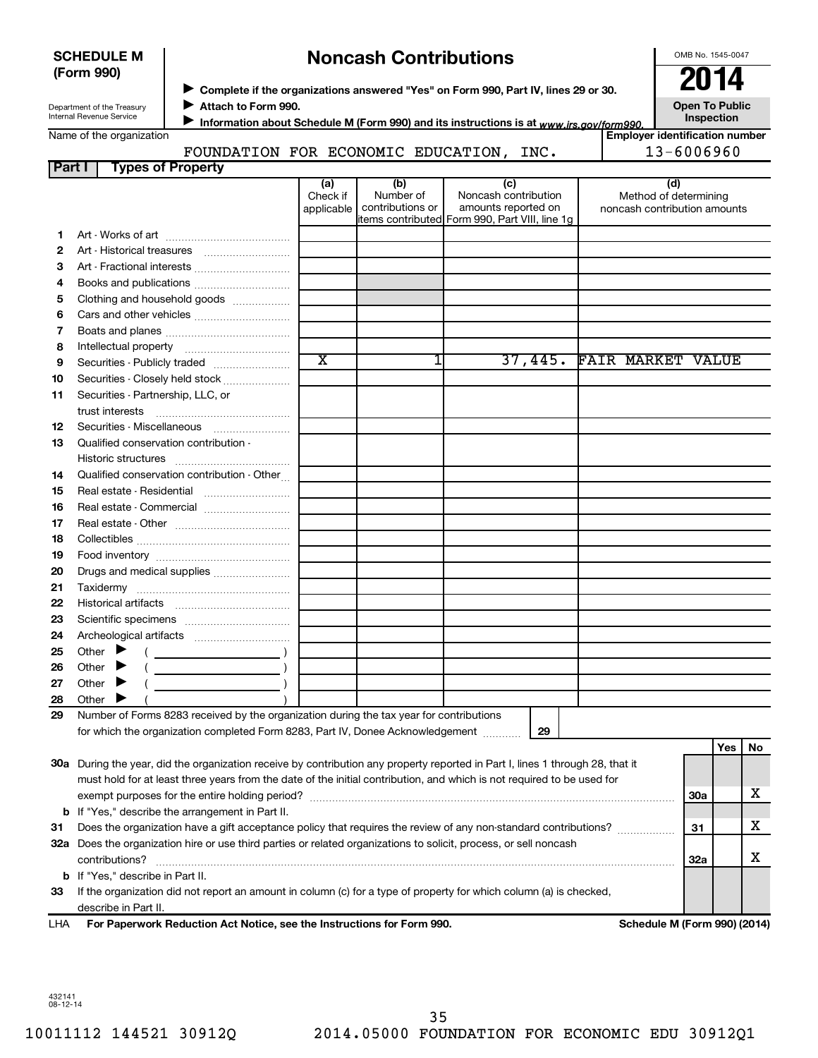**SCHEDULE M (Form 990)**

Department of the Treasury
Internal Revenue Service

# Noncash Contributions

▶ **Complete if the organizations answered "Yes" on Form 990, Part IV, lines 29 or 30.**
▶ **Attach to Form 990.**
▶ **Information about Schedule M (Form 990) and its instructions is at** *www.irs.gov/form990.*

OMB No. 1545-0047

**2014**

**Open To Public Inspection**

Name of the organization: FOUNDATION FOR ECONOMIC EDUCATION, INC.

Employer identification number: 13-6006960

**Part I — Types of Property**

| | | (a) Check if applicable | (b) Number of contributions or items contributed | (c) Noncash contribution amounts reported on Form 990, Part VIII, line 1g | (d) Method of determining noncash contribution amounts |
|---|---|---|---|---|---|
| 1 | Art - Works of art | | | | |
| 2 | Art - Historical treasures | | | | |
| 3 | Art - Fractional interests | | | | |
| 4 | Books and publications | | | | |
| 5 | Clothing and household goods | | | | |
| 6 | Cars and other vehicles | | | | |
| 7 | Boats and planes | | | | |
| 8 | Intellectual property | | | | |
| 9 | Securities - Publicly traded | X | 1 | 37,445. | FAIR MARKET VALUE |
| 10 | Securities - Closely held stock | | | | |
| 11 | Securities - Partnership, LLC, or trust interests | | | | |
| 12 | Securities - Miscellaneous | | | | |
| 13 | Qualified conservation contribution - Historic structures | | | | |
| 14 | Qualified conservation contribution - Other | | | | |
| 15 | Real estate - Residential | | | | |
| 16 | Real estate - Commercial | | | | |
| 17 | Real estate - Other | | | | |
| 18 | Collectibles | | | | |
| 19 | Food inventory | | | | |
| 20 | Drugs and medical supplies | | | | |
| 21 | Taxidermy | | | | |
| 22 | Historical artifacts | | | | |
| 23 | Scientific specimens | | | | |
| 24 | Archeological artifacts | | | | |
| 25 | Other ▶ ( ) | | | | |
| 26 | Other ▶ ( ) | | | | |
| 27 | Other ▶ ( ) | | | | |
| 28 | Other ▶ ( ) | | | | |

29 Number of Forms 8283 received by the organization during the tax year for contributions for which the organization completed Form 8283, Part IV, Donee Acknowledgement ..... 29

| | | | Yes | No |
|---|---|---|---|---|
| 30a | During the year, did the organization receive by contribution any property reported in Part I, lines 1 through 28, that it must hold for at least three years from the date of the initial contribution, and which is not required to be used for exempt purposes for the entire holding period? | 30a | | X |
| b | If "Yes," describe the arrangement in Part II. | | | |
| 31 | Does the organization have a gift acceptance policy that requires the review of any non-standard contributions? | 31 | | X |
| 32a | Does the organization hire or use third parties or related organizations to solicit, process, or sell noncash contributions? | 32a | | X |
| b | If "Yes," describe in Part II. | | | |
| 33 | If the organization did not report an amount in column (c) for a type of property for which column (a) is checked, describe in Part II. | | | |

LHA **For Paperwork Reduction Act Notice, see the Instructions for Form 990.** **Schedule M (Form 990) (2014)**

432141 08-12-14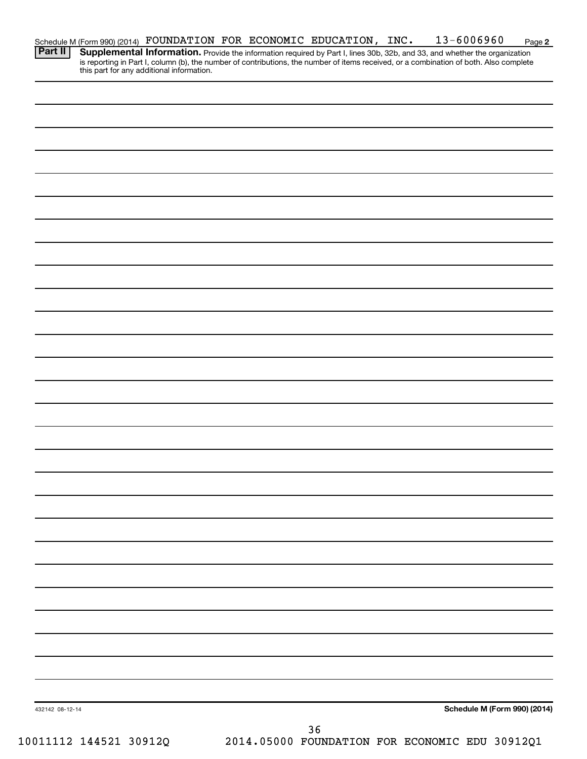Schedule M (Form 990) (2014) FOUNDATION FOR ECONOMIC EDUCATION, INC. 13-6006960 Page **2**

**Part II** **Supplemental Information.** Provide the information required by Part I, lines 30b, 32b, and 33, and whether the organization is reporting in Part I, column (b), the number of contributions, the number of items received, or a combination of both. Also complete this part for any additional information.

432142 08-12-14

**Schedule M (Form 990) (2014)**

10011112 144521 30912Q 2014.05000 FOUNDATION FOR ECONOMIC EDU 30912Q1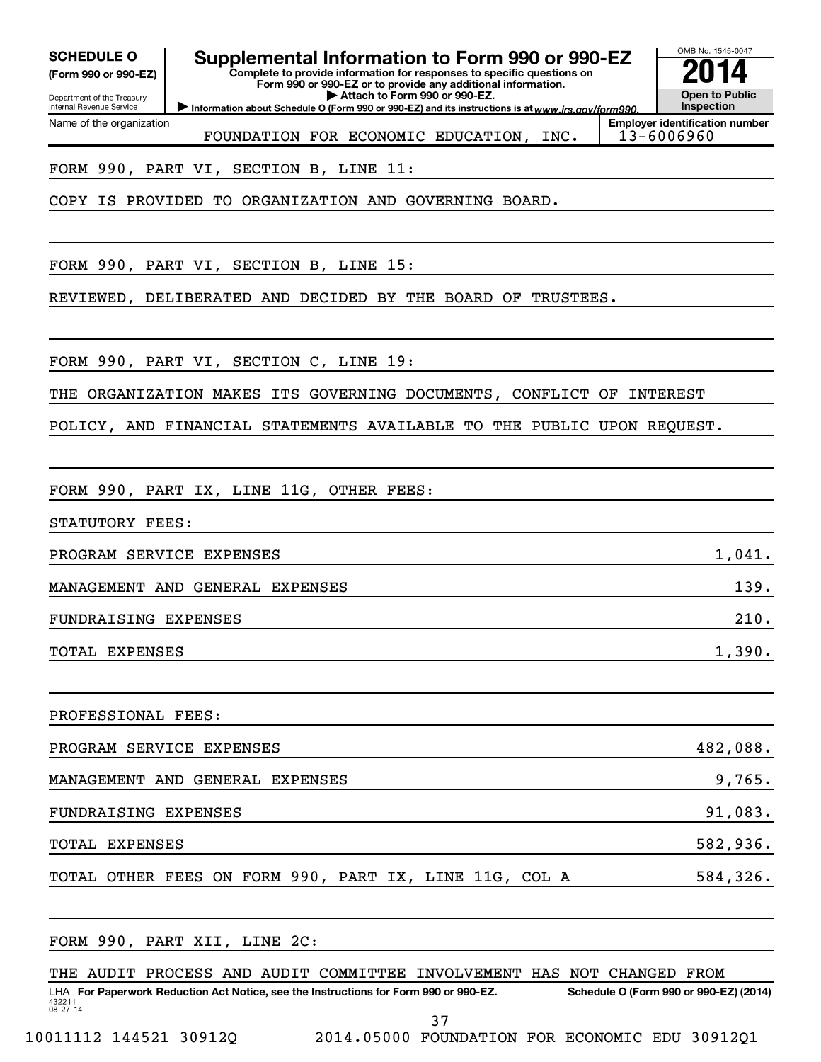**SCHEDULE O** (Form 990 or 990-EZ)

Department of the Treasury
Internal Revenue Service

# Supplemental Information to Form 990 or 990-EZ

**Complete to provide information for responses to specific questions on Form 990 or 990-EZ or to provide any additional information.**

**▶ Attach to Form 990 or 990-EZ.**

**▶ Information about Schedule O (Form 990 or 990-EZ) and its instructions is at** *www.irs.gov/form990.*

OMB No. 1545-0047

**2014**

**Open to Public Inspection**

Name of the organization: FOUNDATION FOR ECONOMIC EDUCATION, INC.

**Employer identification number:** 13-6006960

FORM 990, PART VI, SECTION B, LINE 11:

COPY IS PROVIDED TO ORGANIZATION AND GOVERNING BOARD.

FORM 990, PART VI, SECTION B, LINE 15:

REVIEWED, DELIBERATED AND DECIDED BY THE BOARD OF TRUSTEES.

FORM 990, PART VI, SECTION C, LINE 19:

THE ORGANIZATION MAKES ITS GOVERNING DOCUMENTS, CONFLICT OF INTEREST POLICY, AND FINANCIAL STATEMENTS AVAILABLE TO THE PUBLIC UPON REQUEST.

FORM 990, PART IX, LINE 11G, OTHER FEES:

STATUTORY FEES:

| | |
|---|---|
| PROGRAM SERVICE EXPENSES | 1,041. |
| MANAGEMENT AND GENERAL EXPENSES | 139. |
| FUNDRAISING EXPENSES | 210. |
| TOTAL EXPENSES | 1,390. |

PROFESSIONAL FEES:

| | |
|---|---|
| PROGRAM SERVICE EXPENSES | 482,088. |
| MANAGEMENT AND GENERAL EXPENSES | 9,765. |
| FUNDRAISING EXPENSES | 91,083. |
| TOTAL EXPENSES | 582,936. |
| TOTAL OTHER FEES ON FORM 990, PART IX, LINE 11G, COL A | 584,326. |

FORM 990, PART XII, LINE 2C:

THE AUDIT PROCESS AND AUDIT COMMITTEE INVOLVEMENT HAS NOT CHANGED FROM

LHA **For Paperwork Reduction Act Notice, see the Instructions for Form 990 or 990-EZ.** **Schedule O (Form 990 or 990-EZ) (2014)**

432211 08-27-14

10011112 144521 30912Q 2014.05000 FOUNDATION FOR ECONOMIC EDU 30912Q1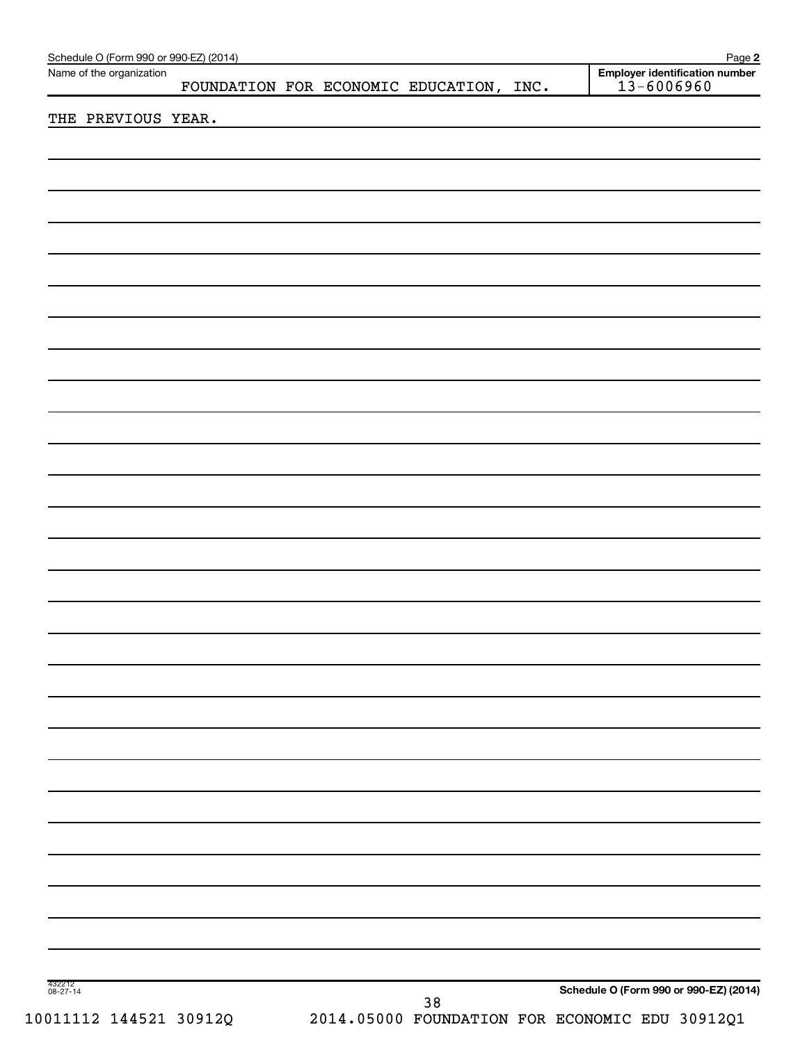Schedule O (Form 990 or 990-EZ) (2014)

Name of the organization: FOUNDATION FOR ECONOMIC EDUCATION, INC.

**Employer identification number** 13-6006960

THE PREVIOUS YEAR.

432212 08-27-14

**Schedule O (Form 990 or 990-EZ) (2014)**

10011112 144521 30912Q 2014.05000 FOUNDATION FOR ECONOMIC EDU 30912Q1